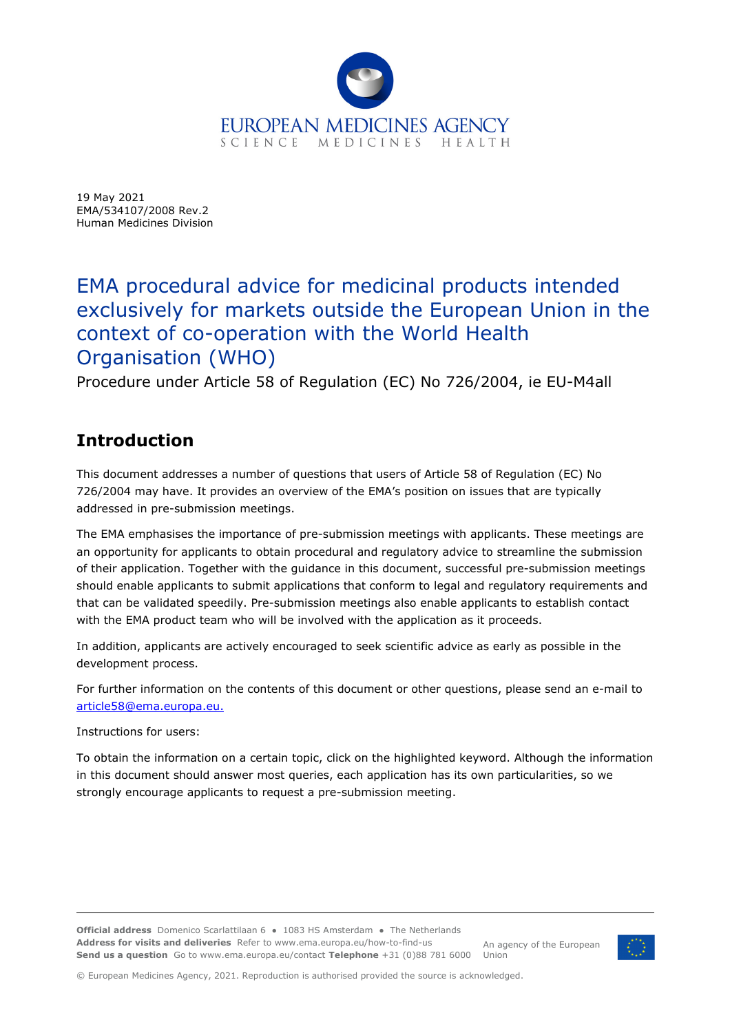EUROPEAN MEDICINES AGENCY
SCIENCE MEDICINES HEALTH

19 May 2021
EMA/534107/2008 Rev.2
Human Medicines Division

# EMA procedural advice for medicinal products intended exclusively for markets outside the European Union in the context of co-operation with the World Health Organisation (WHO)

Procedure under Article 58 of Regulation (EC) No 726/2004, ie EU-M4all

## Introduction

This document addresses a number of questions that users of Article 58 of Regulation (EC) No 726/2004 may have. It provides an overview of the EMA's position on issues that are typically addressed in pre-submission meetings.

The EMA emphasises the importance of pre-submission meetings with applicants. These meetings are an opportunity for applicants to obtain procedural and regulatory advice to streamline the submission of their application. Together with the guidance in this document, successful pre-submission meetings should enable applicants to submit applications that conform to legal and regulatory requirements and that can be validated speedily. Pre-submission meetings also enable applicants to establish contact with the EMA product team who will be involved with the application as it proceeds.

In addition, applicants are actively encouraged to seek scientific advice as early as possible in the development process.

For further information on the contents of this document or other questions, please send an e-mail to article58@ema.europa.eu.

Instructions for users:

To obtain the information on a certain topic, click on the highlighted keyword. Although the information in this document should answer most queries, each application has its own particularities, so we strongly encourage applicants to request a pre-submission meeting.

**Official address** Domenico Scarlattilaan 6 ● 1083 HS Amsterdam ● The Netherlands
**Address for visits and deliveries** Refer to www.ema.europa.eu/how-to-find-us
**Send us a question** Go to www.ema.europa.eu/contact **Telephone** +31 (0)88 781 6000

An agency of the European Union

© European Medicines Agency, 2021. Reproduction is authorised provided the source is acknowledged.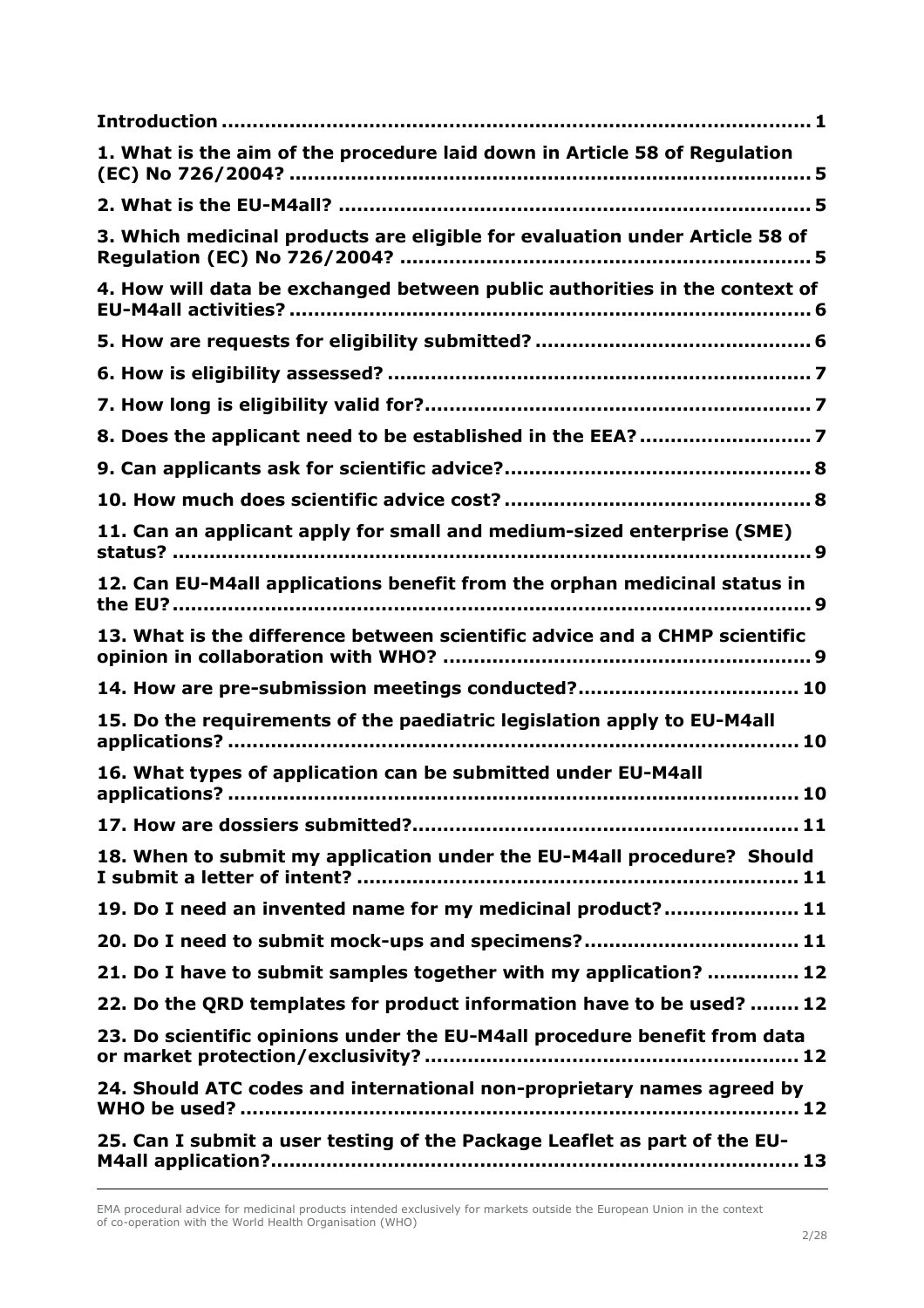**Introduction** ............................................................................... **1**

**1. What is the aim of the procedure laid down in Article 58 of Regulation (EC) No 726/2004?** .................................................................................. **5**

**2. What is the EU-M4all?** .......................................................................... **5**

**3. Which medicinal products are eligible for evaluation under Article 58 of Regulation (EC) No 726/2004?** ................................................................. **5**

**4. How will data be exchanged between public authorities in the context of EU-M4all activities?** ...................................................................................... **6**

**5. How are requests for eligibility submitted?** ............................................ **6**

**6. How is eligibility assessed?** ................................................................... **7**

**7. How long is eligibility valid for?** ............................................................. **7**

**8. Does the applicant need to be established in the EEA?** ........................... **7**

**9. Can applicants ask for scientific advice?** ................................................. **8**

**10. How much does scientific advice cost?** ................................................. **8**

**11. Can an applicant apply for small and medium-sized enterprise (SME) status?** ........................................................................................................ **9**

**12. Can EU-M4all applications benefit from the orphan medicinal status in the EU?** .......................................................................................................... **9**

**13. What is the difference between scientific advice and a CHMP scientific opinion in collaboration with WHO?** ........................................................... **9**

**14. How are pre-submission meetings conducted?** ................................... **10**

**15. Do the requirements of the paediatric legislation apply to EU-M4all applications?** ............................................................................................ **10**

**16. What types of application can be submitted under EU-M4all applications?** ............................................................................................ **10**

**17. How are dossiers submitted?** ............................................................. **11**

**18. When to submit my application under the EU-M4all procedure? Should I submit a letter of intent?** ....................................................................... **11**

**19. Do I need an invented name for my medicinal product?** ..................... **11**

**20. Do I need to submit mock-ups and specimens?** ................................. **11**

**21. Do I have to submit samples together with my application?** .............. **12**

**22. Do the QRD templates for product information have to be used?** ........ **12**

**23. Do scientific opinions under the EU-M4all procedure benefit from data or market protection/exclusivity?** ............................................................ **12**

**24. Should ATC codes and international non-proprietary names agreed by WHO be used?** ........................................................................................... **12**

**25. Can I submit a user testing of the Package Leaflet as part of the EU-M4all application?** .................................................................................... **13**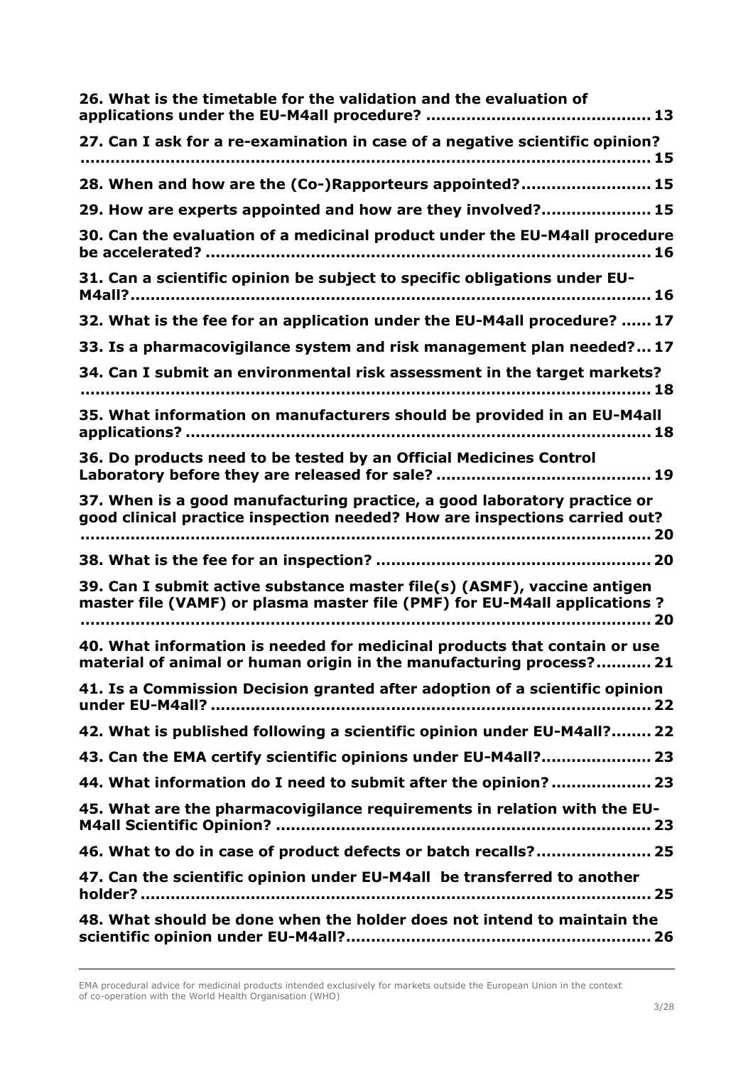**26. What is the timetable for the validation and the evaluation of applications under the EU-M4all procedure? ........................................... 13**

**27. Can I ask for a re-examination in case of a negative scientific opinion? ...................................................................................................... 15**

**28. When and how are the (Co-)Rapporteurs appointed?......................... 15**

**29. How are experts appointed and how are they involved?..................... 15**

**30. Can the evaluation of a medicinal product under the EU-M4all procedure be accelerated? ....................................................................................... 16**

**31. Can a scientific opinion be subject to specific obligations under EU-M4all?........................................................................................................ 16**

**32. What is the fee for an application under the EU-M4all procedure? ...... 17**

**33. Is a pharmacovigilance system and risk management plan needed?... 17**

**34. Can I submit an environmental risk assessment in the target markets? ...................................................................................................... 18**

**35. What information on manufacturers should be provided in an EU-M4all applications? .......................................................................................... 18**

**36. Do products need to be tested by an Official Medicines Control Laboratory before they are released for sale? .......................................... 19**

**37. When is a good manufacturing practice, a good laboratory practice or good clinical practice inspection needed? How are inspections carried out? ...................................................................................................... 20**

**38. What is the fee for an inspection? ..................................................... 20**

**39. Can I submit active substance master file(s) (ASMF), vaccine antigen master file (VAMF) or plasma master file (PMF) for EU-M4all applications ? ...................................................................................................... 20**

**40. What information is needed for medicinal products that contain or use material of animal or human origin in the manufacturing process?........... 21**

**41. Is a Commission Decision granted after adoption of a scientific opinion under EU-M4all? ....................................................................................... 22**

**42. What is published following a scientific opinion under EU-M4all?........ 22**

**43. Can the EMA certify scientific opinions under EU-M4all?..................... 23**

**44. What information do I need to submit after the opinion? ................... 23**

**45. What are the pharmacovigilance requirements in relation with the EU-M4all Scientific Opinion? .......................................................................... 23**

**46. What to do in case of product defects or batch recalls?...................... 25**

**47. Can the scientific opinion under EU-M4all be transferred to another holder? ....................................................................................................... 25**

**48. What should be done when the holder does not intend to maintain the scientific opinion under EU-M4all?............................................................ 26**

EMA procedural advice for medicinal products intended exclusively for markets outside the European Union in the context of co-operation with the World Health Organisation (WHO)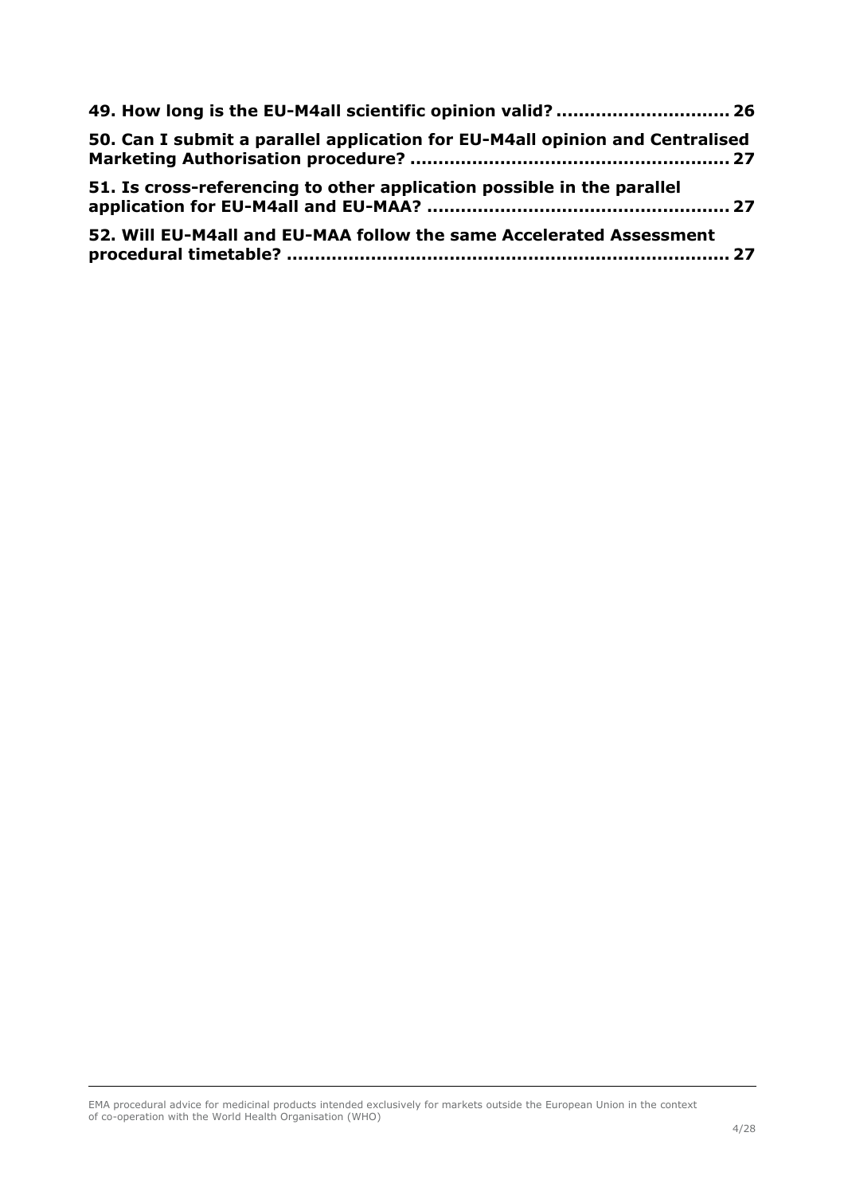**49. How long is the EU-M4all scientific opinion valid? .............................. 26**

**50. Can I submit a parallel application for EU-M4all opinion and Centralised Marketing Authorisation procedure? ....................................................... 27**

**51. Is cross-referencing to other application possible in the parallel application for EU-M4all and EU-MAA? .................................................... 27**

**52. Will EU-M4all and EU-MAA follow the same Accelerated Assessment procedural timetable? ............................................................................ 27**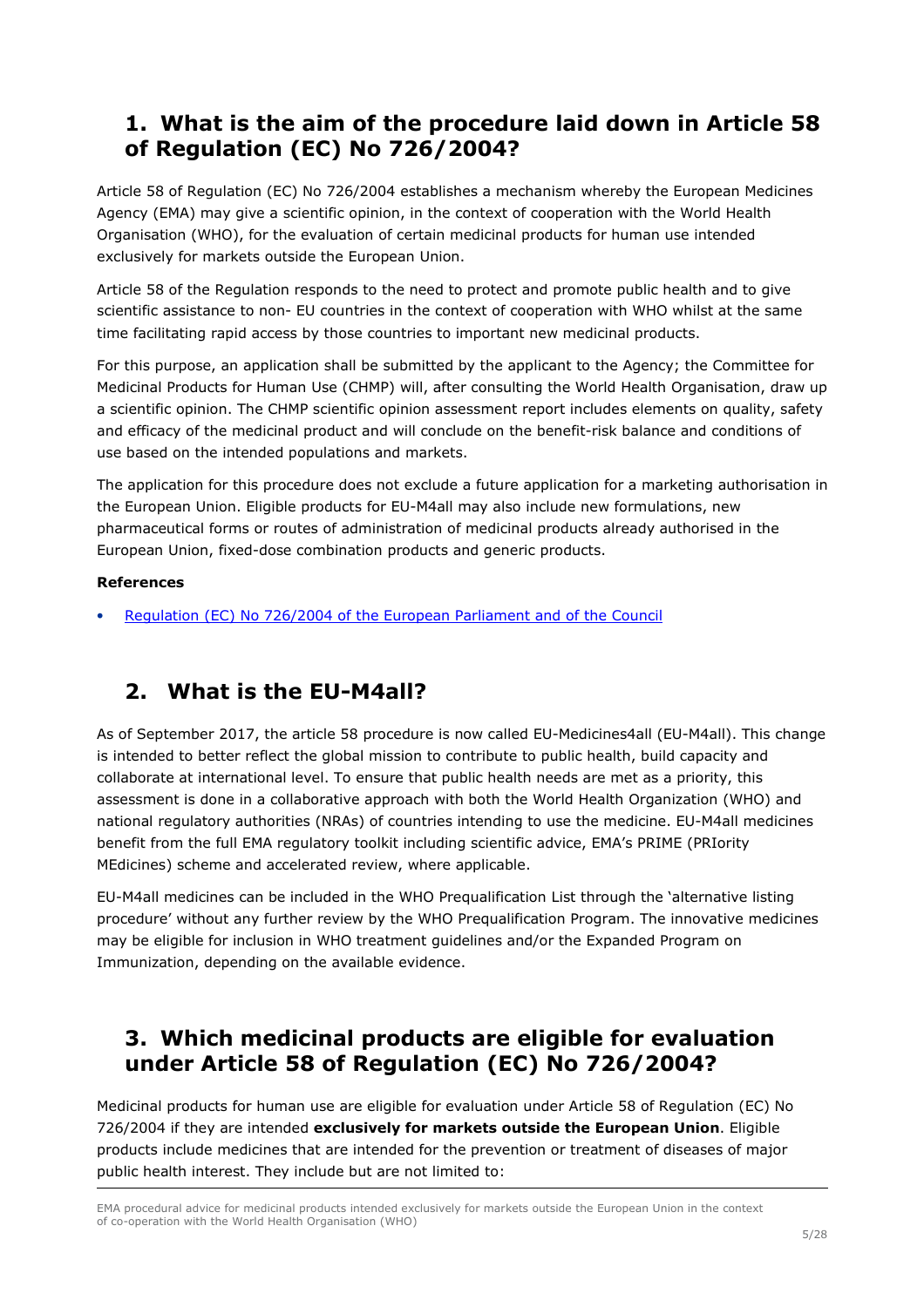## 1. What is the aim of the procedure laid down in Article 58 of Regulation (EC) No 726/2004?

Article 58 of Regulation (EC) No 726/2004 establishes a mechanism whereby the European Medicines Agency (EMA) may give a scientific opinion, in the context of cooperation with the World Health Organisation (WHO), for the evaluation of certain medicinal products for human use intended exclusively for markets outside the European Union.

Article 58 of the Regulation responds to the need to protect and promote public health and to give scientific assistance to non- EU countries in the context of cooperation with WHO whilst at the same time facilitating rapid access by those countries to important new medicinal products.

For this purpose, an application shall be submitted by the applicant to the Agency; the Committee for Medicinal Products for Human Use (CHMP) will, after consulting the World Health Organisation, draw up a scientific opinion. The CHMP scientific opinion assessment report includes elements on quality, safety and efficacy of the medicinal product and will conclude on the benefit-risk balance and conditions of use based on the intended populations and markets.

The application for this procedure does not exclude a future application for a marketing authorisation in the European Union. Eligible products for EU-M4all may also include new formulations, new pharmaceutical forms or routes of administration of medicinal products already authorised in the European Union, fixed-dose combination products and generic products.

**References**

- Regulation (EC) No 726/2004 of the European Parliament and of the Council

## 2. What is the EU-M4all?

As of September 2017, the article 58 procedure is now called EU-Medicines4all (EU-M4all). This change is intended to better reflect the global mission to contribute to public health, build capacity and collaborate at international level. To ensure that public health needs are met as a priority, this assessment is done in a collaborative approach with both the World Health Organization (WHO) and national regulatory authorities (NRAs) of countries intending to use the medicine. EU-M4all medicines benefit from the full EMA regulatory toolkit including scientific advice, EMA's PRIME (PRIority MEdicines) scheme and accelerated review, where applicable.

EU-M4all medicines can be included in the WHO Prequalification List through the 'alternative listing procedure' without any further review by the WHO Prequalification Program. The innovative medicines may be eligible for inclusion in WHO treatment guidelines and/or the Expanded Program on Immunization, depending on the available evidence.

## 3. Which medicinal products are eligible for evaluation under Article 58 of Regulation (EC) No 726/2004?

Medicinal products for human use are eligible for evaluation under Article 58 of Regulation (EC) No 726/2004 if they are intended **exclusively for markets outside the European Union**. Eligible products include medicines that are intended for the prevention or treatment of diseases of major public health interest. They include but are not limited to: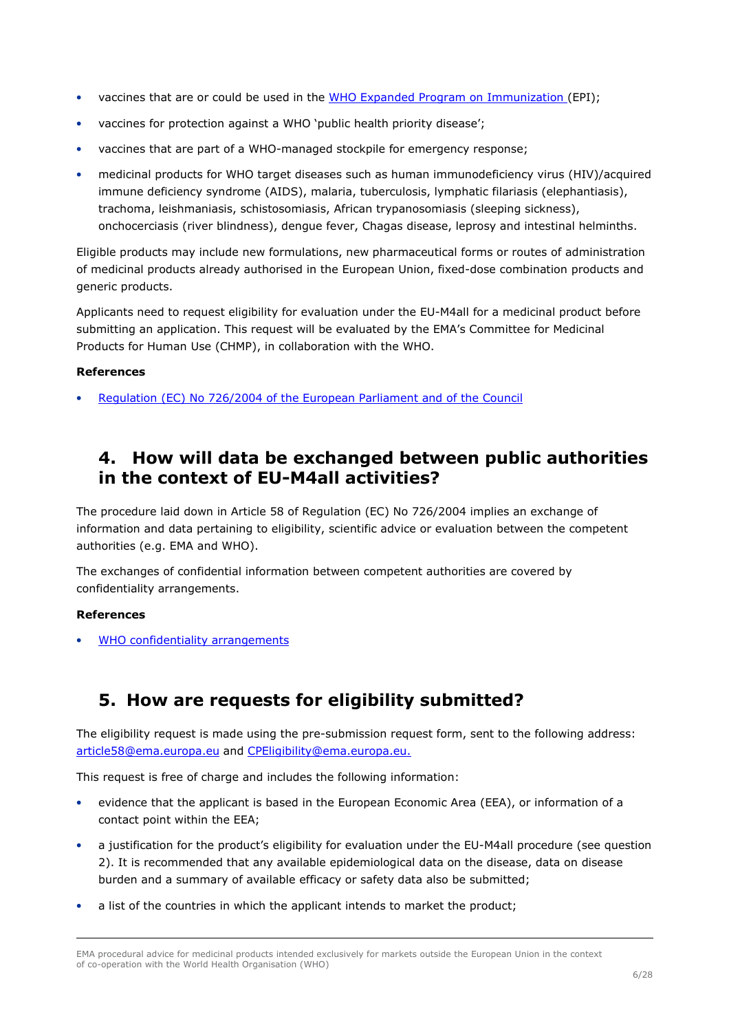- vaccines that are or could be used in the [WHO Expanded Program on Immunization](#) (EPI);
- vaccines for protection against a WHO 'public health priority disease';
- vaccines that are part of a WHO-managed stockpile for emergency response;
- medicinal products for WHO target diseases such as human immunodeficiency virus (HIV)/acquired immune deficiency syndrome (AIDS), malaria, tuberculosis, lymphatic filariasis (elephantiasis), trachoma, leishmaniasis, schistosomiasis, African trypanosomiasis (sleeping sickness), onchocerciasis (river blindness), dengue fever, Chagas disease, leprosy and intestinal helminths.

Eligible products may include new formulations, new pharmaceutical forms or routes of administration of medicinal products already authorised in the European Union, fixed-dose combination products and generic products.

Applicants need to request eligibility for evaluation under the EU-M4all for a medicinal product before submitting an application. This request will be evaluated by the EMA's Committee for Medicinal Products for Human Use (CHMP), in collaboration with the WHO.

**References**

- [Regulation (EC) No 726/2004 of the European Parliament and of the Council](#)

## 4. How will data be exchanged between public authorities in the context of EU-M4all activities?

The procedure laid down in Article 58 of Regulation (EC) No 726/2004 implies an exchange of information and data pertaining to eligibility, scientific advice or evaluation between the competent authorities (e.g. EMA and WHO).

The exchanges of confidential information between competent authorities are covered by confidentiality arrangements.

**References**

- [WHO confidentiality arrangements](#)

## 5. How are requests for eligibility submitted?

The eligibility request is made using the pre-submission request form, sent to the following address: article58@ema.europa.eu and CPEligibility@ema.europa.eu.

This request is free of charge and includes the following information:

- evidence that the applicant is based in the European Economic Area (EEA), or information of a contact point within the EEA;
- a justification for the product's eligibility for evaluation under the EU-M4all procedure (see question 2). It is recommended that any available epidemiological data on the disease, data on disease burden and a summary of available efficacy or safety data also be submitted;
- a list of the countries in which the applicant intends to market the product;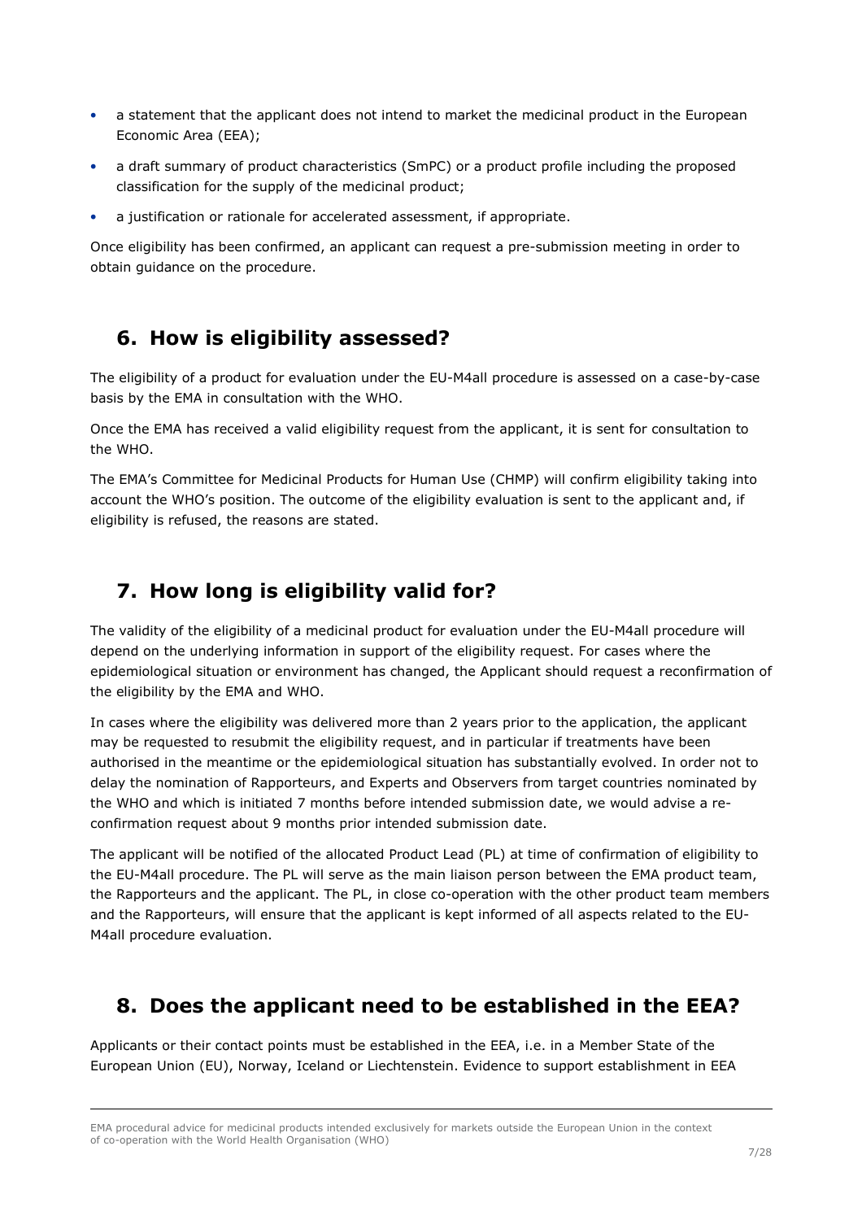- a statement that the applicant does not intend to market the medicinal product in the European Economic Area (EEA);
- a draft summary of product characteristics (SmPC) or a product profile including the proposed classification for the supply of the medicinal product;
- a justification or rationale for accelerated assessment, if appropriate.

Once eligibility has been confirmed, an applicant can request a pre-submission meeting in order to obtain guidance on the procedure.

## 6. How is eligibility assessed?

The eligibility of a product for evaluation under the EU-M4all procedure is assessed on a case-by-case basis by the EMA in consultation with the WHO.

Once the EMA has received a valid eligibility request from the applicant, it is sent for consultation to the WHO.

The EMA's Committee for Medicinal Products for Human Use (CHMP) will confirm eligibility taking into account the WHO's position. The outcome of the eligibility evaluation is sent to the applicant and, if eligibility is refused, the reasons are stated.

## 7. How long is eligibility valid for?

The validity of the eligibility of a medicinal product for evaluation under the EU-M4all procedure will depend on the underlying information in support of the eligibility request. For cases where the epidemiological situation or environment has changed, the Applicant should request a reconfirmation of the eligibility by the EMA and WHO.

In cases where the eligibility was delivered more than 2 years prior to the application, the applicant may be requested to resubmit the eligibility request, and in particular if treatments have been authorised in the meantime or the epidemiological situation has substantially evolved. In order not to delay the nomination of Rapporteurs, and Experts and Observers from target countries nominated by the WHO and which is initiated 7 months before intended submission date, we would advise a re-confirmation request about 9 months prior intended submission date.

The applicant will be notified of the allocated Product Lead (PL) at time of confirmation of eligibility to the EU-M4all procedure. The PL will serve as the main liaison person between the EMA product team, the Rapporteurs and the applicant. The PL, in close co-operation with the other product team members and the Rapporteurs, will ensure that the applicant is kept informed of all aspects related to the EU-M4all procedure evaluation.

## 8. Does the applicant need to be established in the EEA?

Applicants or their contact points must be established in the EEA, i.e. in a Member State of the European Union (EU), Norway, Iceland or Liechtenstein. Evidence to support establishment in EEA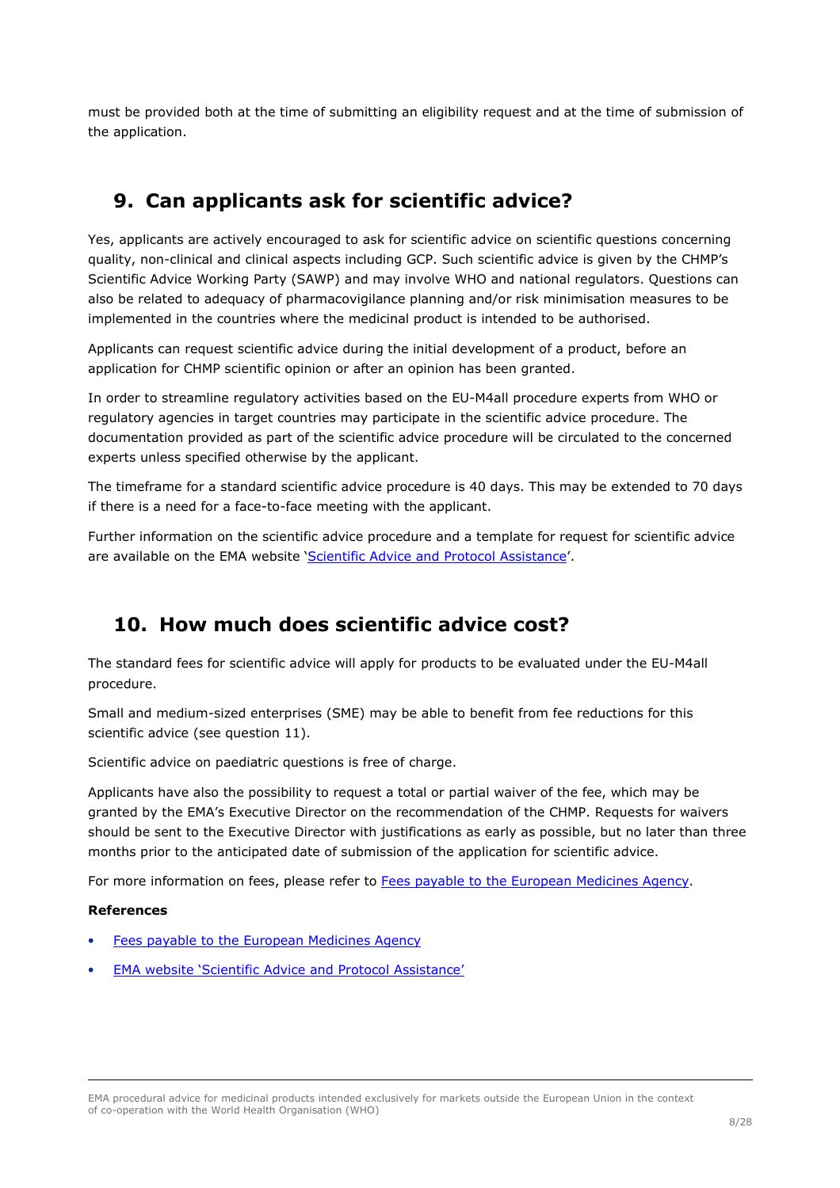must be provided both at the time of submitting an eligibility request and at the time of submission of the application.

## 9. Can applicants ask for scientific advice?

Yes, applicants are actively encouraged to ask for scientific advice on scientific questions concerning quality, non-clinical and clinical aspects including GCP. Such scientific advice is given by the CHMP's Scientific Advice Working Party (SAWP) and may involve WHO and national regulators. Questions can also be related to adequacy of pharmacovigilance planning and/or risk minimisation measures to be implemented in the countries where the medicinal product is intended to be authorised.

Applicants can request scientific advice during the initial development of a product, before an application for CHMP scientific opinion or after an opinion has been granted.

In order to streamline regulatory activities based on the EU-M4all procedure experts from WHO or regulatory agencies in target countries may participate in the scientific advice procedure. The documentation provided as part of the scientific advice procedure will be circulated to the concerned experts unless specified otherwise by the applicant.

The timeframe for a standard scientific advice procedure is 40 days. This may be extended to 70 days if there is a need for a face-to-face meeting with the applicant.

Further information on the scientific advice procedure and a template for request for scientific advice are available on the EMA website 'Scientific Advice and Protocol Assistance'.

## 10. How much does scientific advice cost?

The standard fees for scientific advice will apply for products to be evaluated under the EU-M4all procedure.

Small and medium-sized enterprises (SME) may be able to benefit from fee reductions for this scientific advice (see question 11).

Scientific advice on paediatric questions is free of charge.

Applicants have also the possibility to request a total or partial waiver of the fee, which may be granted by the EMA's Executive Director on the recommendation of the CHMP. Requests for waivers should be sent to the Executive Director with justifications as early as possible, but no later than three months prior to the anticipated date of submission of the application for scientific advice.

For more information on fees, please refer to Fees payable to the European Medicines Agency.

**References**

- Fees payable to the European Medicines Agency
- EMA website 'Scientific Advice and Protocol Assistance'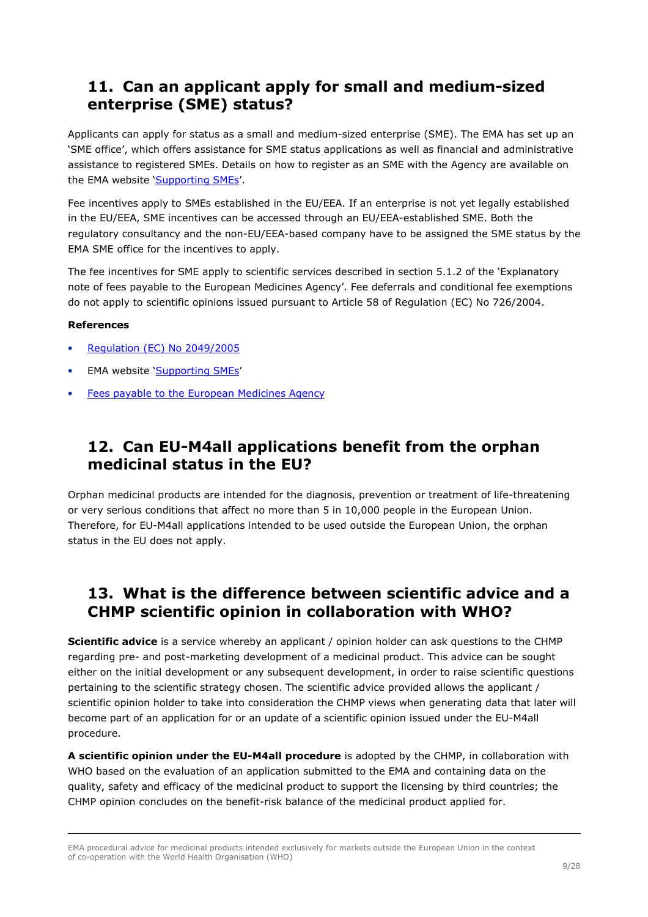## 11. Can an applicant apply for small and medium-sized enterprise (SME) status?

Applicants can apply for status as a small and medium-sized enterprise (SME). The EMA has set up an 'SME office', which offers assistance for SME status applications as well as financial and administrative assistance to registered SMEs. Details on how to register as an SME with the Agency are available on the EMA website 'Supporting SMEs'.

Fee incentives apply to SMEs established in the EU/EEA. If an enterprise is not yet legally established in the EU/EEA, SME incentives can be accessed through an EU/EEA-established SME. Both the regulatory consultancy and the non-EU/EEA-based company have to be assigned the SME status by the EMA SME office for the incentives to apply.

The fee incentives for SME apply to scientific services described in section 5.1.2 of the 'Explanatory note of fees payable to the European Medicines Agency'. Fee deferrals and conditional fee exemptions do not apply to scientific opinions issued pursuant to Article 58 of Regulation (EC) No 726/2004.

**References**

- Regulation (EC) No 2049/2005
- EMA website 'Supporting SMEs'
- Fees payable to the European Medicines Agency

## 12. Can EU-M4all applications benefit from the orphan medicinal status in the EU?

Orphan medicinal products are intended for the diagnosis, prevention or treatment of life-threatening or very serious conditions that affect no more than 5 in 10,000 people in the European Union. Therefore, for EU-M4all applications intended to be used outside the European Union, the orphan status in the EU does not apply.

## 13. What is the difference between scientific advice and a CHMP scientific opinion in collaboration with WHO?

**Scientific advice** is a service whereby an applicant / opinion holder can ask questions to the CHMP regarding pre- and post-marketing development of a medicinal product. This advice can be sought either on the initial development or any subsequent development, in order to raise scientific questions pertaining to the scientific strategy chosen. The scientific advice provided allows the applicant / scientific opinion holder to take into consideration the CHMP views when generating data that later will become part of an application for or an update of a scientific opinion issued under the EU-M4all procedure.

**A scientific opinion under the EU-M4all procedure** is adopted by the CHMP, in collaboration with WHO based on the evaluation of an application submitted to the EMA and containing data on the quality, safety and efficacy of the medicinal product to support the licensing by third countries; the CHMP opinion concludes on the benefit-risk balance of the medicinal product applied for.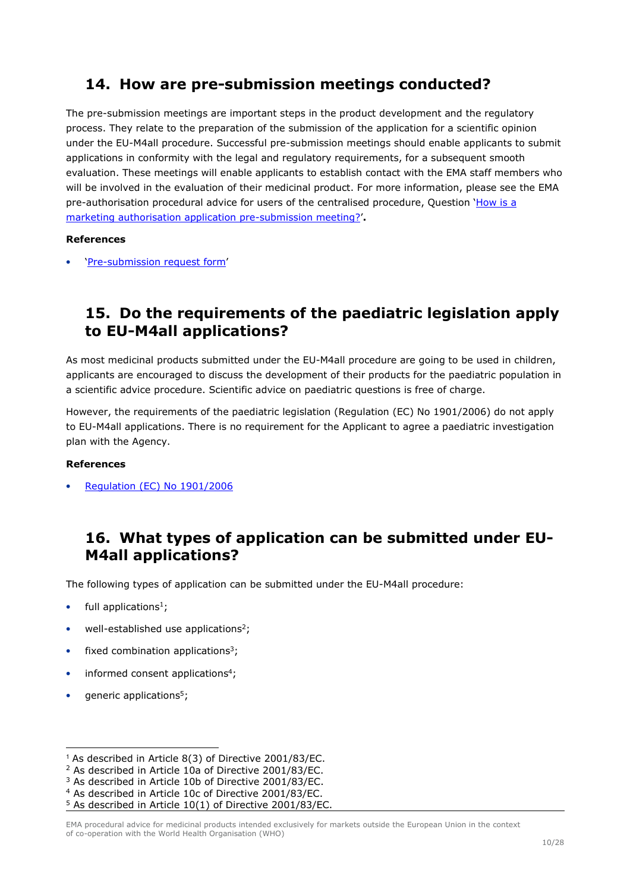## 14. How are pre-submission meetings conducted?

The pre-submission meetings are important steps in the product development and the regulatory process. They relate to the preparation of the submission of the application for a scientific opinion under the EU-M4all procedure. Successful pre-submission meetings should enable applicants to submit applications in conformity with the legal and regulatory requirements, for a subsequent smooth evaluation. These meetings will enable applicants to establish contact with the EMA staff members who will be involved in the evaluation of their medicinal product. For more information, please see the EMA pre-authorisation procedural advice for users of the centralised procedure, Question 'How is a marketing authorisation application pre-submission meeting?'.

**References**

- 'Pre-submission request form'

## 15. Do the requirements of the paediatric legislation apply to EU-M4all applications?

As most medicinal products submitted under the EU-M4all procedure are going to be used in children, applicants are encouraged to discuss the development of their products for the paediatric population in a scientific advice procedure. Scientific advice on paediatric questions is free of charge.

However, the requirements of the paediatric legislation (Regulation (EC) No 1901/2006) do not apply to EU-M4all applications. There is no requirement for the Applicant to agree a paediatric investigation plan with the Agency.

**References**

- Regulation (EC) No 1901/2006

## 16. What types of application can be submitted under EU-M4all applications?

The following types of application can be submitted under the EU-M4all procedure:

- full applications[1];
- well-established use applications[2];
- fixed combination applications[3];
- informed consent applications[4];
- generic applications[5];

---

[1] As described in Article 8(3) of Directive 2001/83/EC.
[2] As described in Article 10a of Directive 2001/83/EC.
[3] As described in Article 10b of Directive 2001/83/EC.
[4] As described in Article 10c of Directive 2001/83/EC.
[5] As described in Article 10(1) of Directive 2001/83/EC.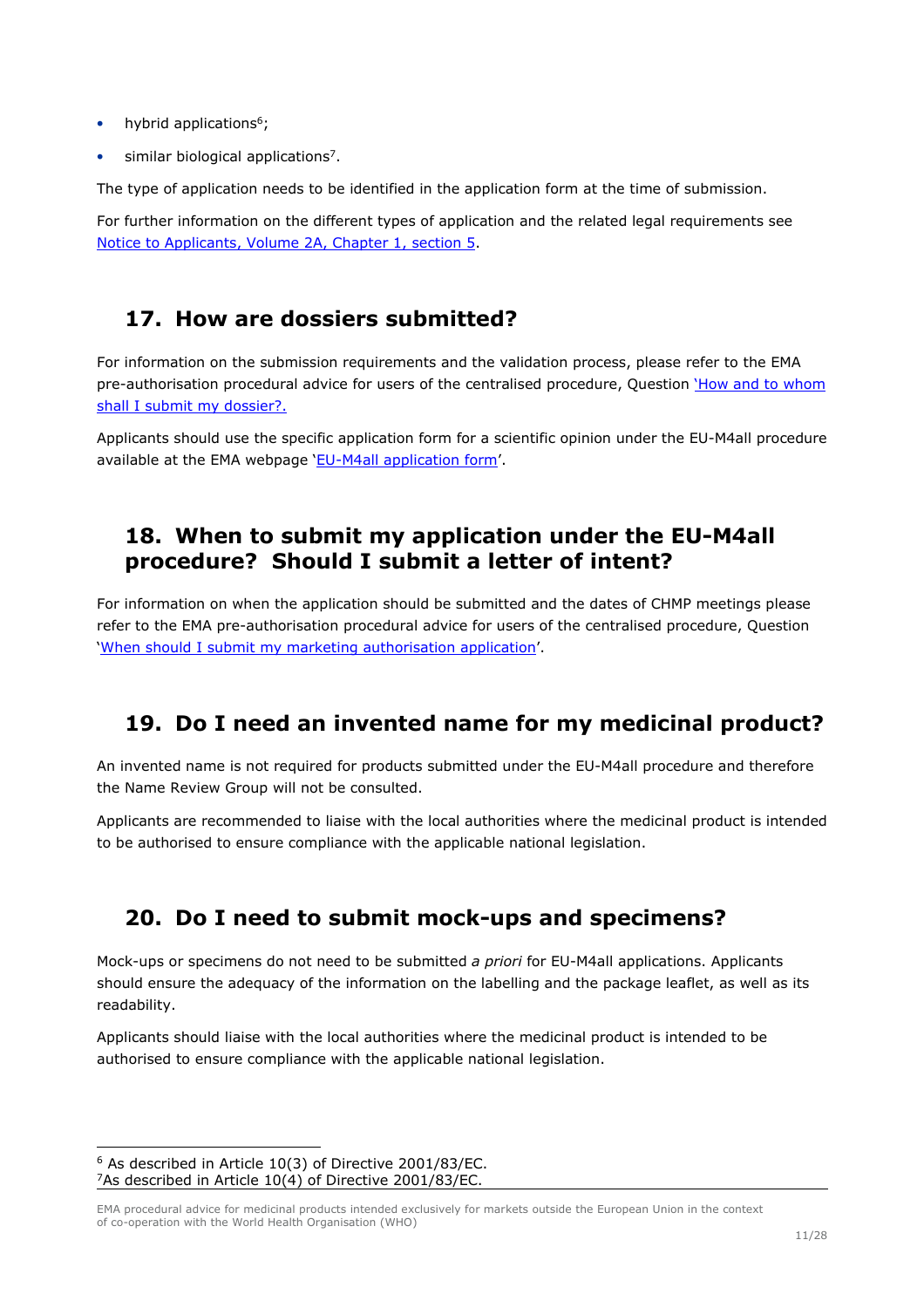- hybrid applications[6];
- similar biological applications[7].

The type of application needs to be identified in the application form at the time of submission.

For further information on the different types of application and the related legal requirements see Notice to Applicants, Volume 2A, Chapter 1, section 5.

## 17. How are dossiers submitted?

For information on the submission requirements and the validation process, please refer to the EMA pre-authorisation procedural advice for users of the centralised procedure, Question 'How and to whom shall I submit my dossier?.

Applicants should use the specific application form for a scientific opinion under the EU-M4all procedure available at the EMA webpage 'EU-M4all application form'.

## 18. When to submit my application under the EU-M4all procedure? Should I submit a letter of intent?

For information on when the application should be submitted and the dates of CHMP meetings please refer to the EMA pre-authorisation procedural advice for users of the centralised procedure, Question 'When should I submit my marketing authorisation application'.

## 19. Do I need an invented name for my medicinal product?

An invented name is not required for products submitted under the EU-M4all procedure and therefore the Name Review Group will not be consulted.

Applicants are recommended to liaise with the local authorities where the medicinal product is intended to be authorised to ensure compliance with the applicable national legislation.

## 20. Do I need to submit mock-ups and specimens?

Mock-ups or specimens do not need to be submitted *a priori* for EU-M4all applications. Applicants should ensure the adequacy of the information on the labelling and the package leaflet, as well as its readability.

Applicants should liaise with the local authorities where the medicinal product is intended to be authorised to ensure compliance with the applicable national legislation.

---

[6] As described in Article 10(3) of Directive 2001/83/EC.
[7] As described in Article 10(4) of Directive 2001/83/EC.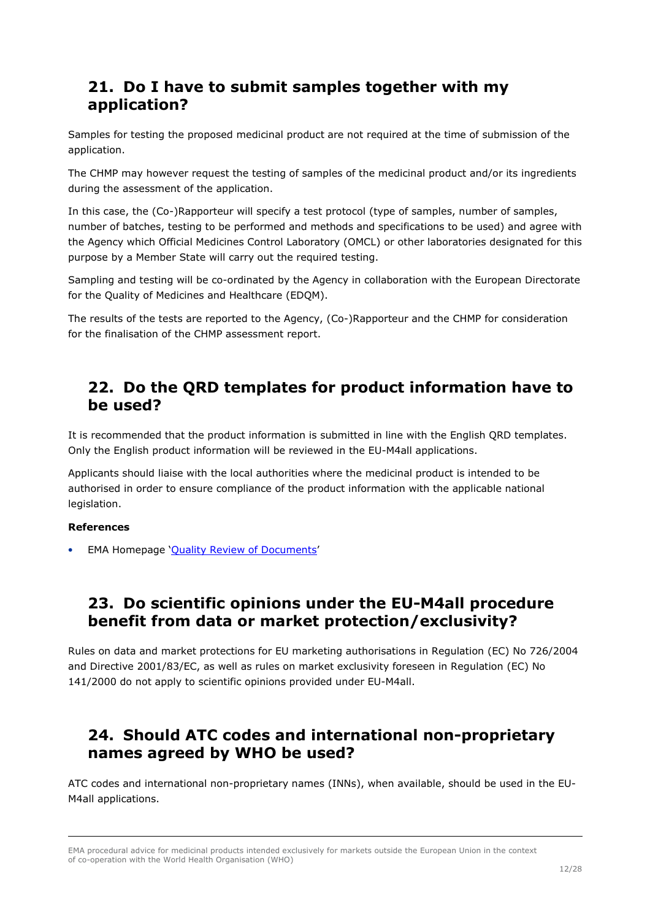## 21. Do I have to submit samples together with my application?

Samples for testing the proposed medicinal product are not required at the time of submission of the application.

The CHMP may however request the testing of samples of the medicinal product and/or its ingredients during the assessment of the application.

In this case, the (Co-)Rapporteur will specify a test protocol (type of samples, number of samples, number of batches, testing to be performed and methods and specifications to be used) and agree with the Agency which Official Medicines Control Laboratory (OMCL) or other laboratories designated for this purpose by a Member State will carry out the required testing.

Sampling and testing will be co-ordinated by the Agency in collaboration with the European Directorate for the Quality of Medicines and Healthcare (EDQM).

The results of the tests are reported to the Agency, (Co-)Rapporteur and the CHMP for consideration for the finalisation of the CHMP assessment report.

## 22. Do the QRD templates for product information have to be used?

It is recommended that the product information is submitted in line with the English QRD templates. Only the English product information will be reviewed in the EU-M4all applications.

Applicants should liaise with the local authorities where the medicinal product is intended to be authorised in order to ensure compliance of the product information with the applicable national legislation.

**References**

- EMA Homepage '[Quality Review of Documents](#)'

## 23. Do scientific opinions under the EU-M4all procedure benefit from data or market protection/exclusivity?

Rules on data and market protections for EU marketing authorisations in Regulation (EC) No 726/2004 and Directive 2001/83/EC, as well as rules on market exclusivity foreseen in Regulation (EC) No 141/2000 do not apply to scientific opinions provided under EU-M4all.

## 24. Should ATC codes and international non-proprietary names agreed by WHO be used?

ATC codes and international non-proprietary names (INNs), when available, should be used in the EU-M4all applications.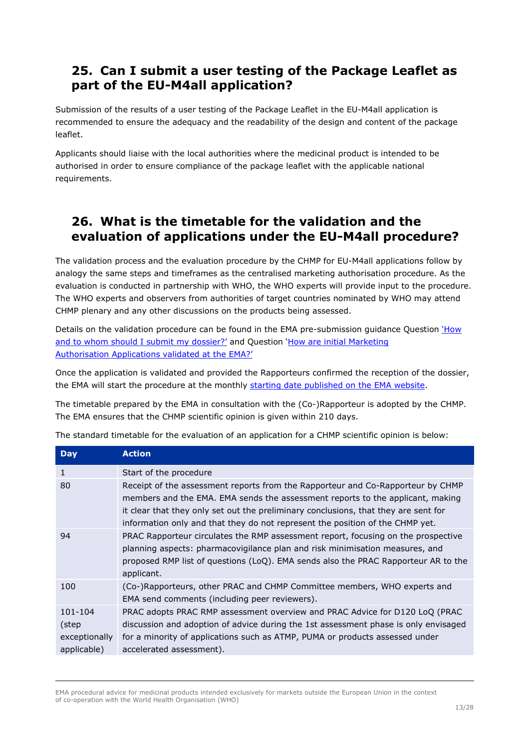## 25. Can I submit a user testing of the Package Leaflet as part of the EU-M4all application?

Submission of the results of a user testing of the Package Leaflet in the EU-M4all application is recommended to ensure the adequacy and the readability of the design and content of the package leaflet.

Applicants should liaise with the local authorities where the medicinal product is intended to be authorised in order to ensure compliance of the package leaflet with the applicable national requirements.

## 26. What is the timetable for the validation and the evaluation of applications under the EU-M4all procedure?

The validation process and the evaluation procedure by the CHMP for EU-M4all applications follow by analogy the same steps and timeframes as the centralised marketing authorisation procedure. As the evaluation is conducted in partnership with WHO, the WHO experts will provide input to the procedure. The WHO experts and observers from authorities of target countries nominated by WHO may attend CHMP plenary and any other discussions on the products being assessed.

Details on the validation procedure can be found in the EMA pre-submission guidance Question 'How and to whom should I submit my dossier?' and Question 'How are initial Marketing Authorisation Applications validated at the EMA?'

Once the application is validated and provided the Rapporteurs confirmed the reception of the dossier, the EMA will start the procedure at the monthly starting date published on the EMA website.

The timetable prepared by the EMA in consultation with the (Co-)Rapporteur is adopted by the CHMP. The EMA ensures that the CHMP scientific opinion is given within 210 days.

The standard timetable for the evaluation of an application for a CHMP scientific opinion is below:

| Day | Action |
| --- | --- |
| 1 | Start of the procedure |
| 80 | Receipt of the assessment reports from the Rapporteur and Co-Rapporteur by CHMP members and the EMA. EMA sends the assessment reports to the applicant, making it clear that they only set out the preliminary conclusions, that they are sent for information only and that they do not represent the position of the CHMP yet. |
| 94 | PRAC Rapporteur circulates the RMP assessment report, focusing on the prospective planning aspects: pharmacovigilance plan and risk minimisation measures, and proposed RMP list of questions (LoQ). EMA sends also the PRAC Rapporteur AR to the applicant. |
| 100 | (Co-)Rapporteurs, other PRAC and CHMP Committee members, WHO experts and EMA send comments (including peer reviewers). |
| 101-104 (step exceptionally applicable) | PRAC adopts PRAC RMP assessment overview and PRAC Advice for D120 LoQ (PRAC discussion and adoption of advice during the 1st assessment phase is only envisaged for a minority of applications such as ATMP, PUMA or products assessed under accelerated assessment). |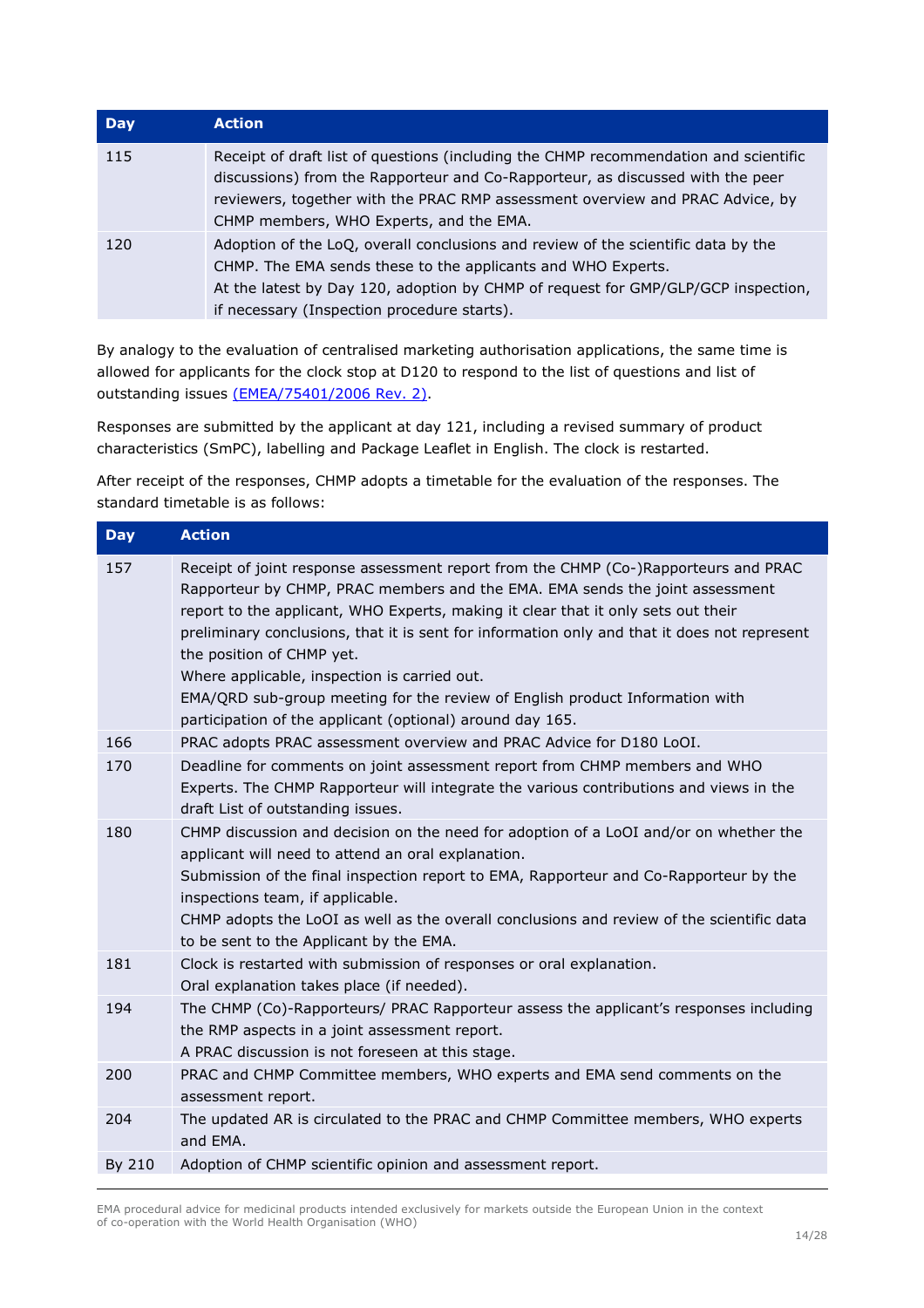| Day | Action |
|---|---|
| 115 | Receipt of draft list of questions (including the CHMP recommendation and scientific discussions) from the Rapporteur and Co-Rapporteur, as discussed with the peer reviewers, together with the PRAC RMP assessment overview and PRAC Advice, by CHMP members, WHO Experts, and the EMA. |
| 120 | Adoption of the LoQ, overall conclusions and review of the scientific data by the CHMP. The EMA sends these to the applicants and WHO Experts.<br>At the latest by Day 120, adoption by CHMP of request for GMP/GLP/GCP inspection, if necessary (Inspection procedure starts). |

By analogy to the evaluation of centralised marketing authorisation applications, the same time is allowed for applicants for the clock stop at D120 to respond to the list of questions and list of outstanding issues [(EMEA/75401/2006 Rev. 2)](EMEA/75401/2006 Rev. 2).

Responses are submitted by the applicant at day 121, including a revised summary of product characteristics (SmPC), labelling and Package Leaflet in English. The clock is restarted.

After receipt of the responses, CHMP adopts a timetable for the evaluation of the responses. The standard timetable is as follows:

| Day | Action |
|---|---|
| 157 | Receipt of joint response assessment report from the CHMP (Co-)Rapporteurs and PRAC Rapporteur by CHMP, PRAC members and the EMA. EMA sends the joint assessment report to the applicant, WHO Experts, making it clear that it only sets out their preliminary conclusions, that it is sent for information only and that it does not represent the position of CHMP yet.<br>Where applicable, inspection is carried out.<br>EMA/QRD sub-group meeting for the review of English product Information with participation of the applicant (optional) around day 165. |
| 166 | PRAC adopts PRAC assessment overview and PRAC Advice for D180 LoOI. |
| 170 | Deadline for comments on joint assessment report from CHMP members and WHO Experts. The CHMP Rapporteur will integrate the various contributions and views in the draft List of outstanding issues. |
| 180 | CHMP discussion and decision on the need for adoption of a LoOI and/or on whether the applicant will need to attend an oral explanation.<br>Submission of the final inspection report to EMA, Rapporteur and Co-Rapporteur by the inspections team, if applicable.<br>CHMP adopts the LoOI as well as the overall conclusions and review of the scientific data to be sent to the Applicant by the EMA. |
| 181 | Clock is restarted with submission of responses or oral explanation.<br>Oral explanation takes place (if needed). |
| 194 | The CHMP (Co)-Rapporteurs/ PRAC Rapporteur assess the applicant's responses including the RMP aspects in a joint assessment report.<br>A PRAC discussion is not foreseen at this stage. |
| 200 | PRAC and CHMP Committee members, WHO experts and EMA send comments on the assessment report. |
| 204 | The updated AR is circulated to the PRAC and CHMP Committee members, WHO experts and EMA. |
| By 210 | Adoption of CHMP scientific opinion and assessment report. |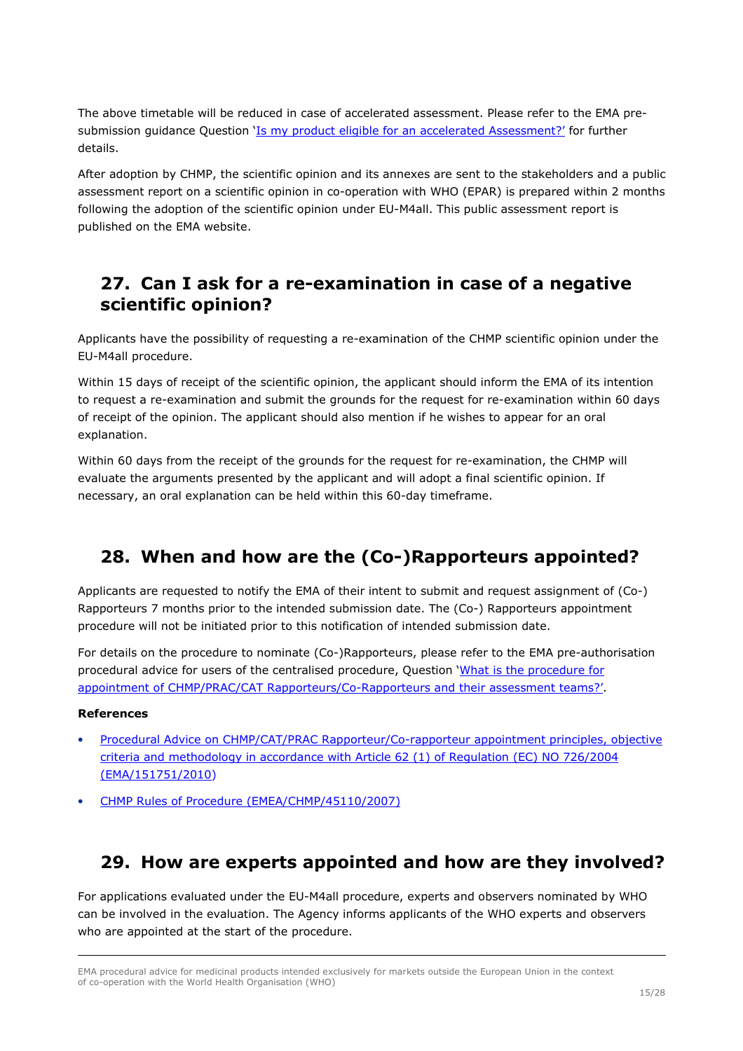The above timetable will be reduced in case of accelerated assessment. Please refer to the EMA pre-submission guidance Question '[Is my product eligible for an accelerated Assessment?'](#) for further details.

After adoption by CHMP, the scientific opinion and its annexes are sent to the stakeholders and a public assessment report on a scientific opinion in co-operation with WHO (EPAR) is prepared within 2 months following the adoption of the scientific opinion under EU-M4all. This public assessment report is published on the EMA website.

## 27. Can I ask for a re-examination in case of a negative scientific opinion?

Applicants have the possibility of requesting a re-examination of the CHMP scientific opinion under the EU-M4all procedure.

Within 15 days of receipt of the scientific opinion, the applicant should inform the EMA of its intention to request a re-examination and submit the grounds for the request for re-examination within 60 days of receipt of the opinion. The applicant should also mention if he wishes to appear for an oral explanation.

Within 60 days from the receipt of the grounds for the request for re-examination, the CHMP will evaluate the arguments presented by the applicant and will adopt a final scientific opinion. If necessary, an oral explanation can be held within this 60-day timeframe.

## 28. When and how are the (Co-)Rapporteurs appointed?

Applicants are requested to notify the EMA of their intent to submit and request assignment of (Co-) Rapporteurs 7 months prior to the intended submission date. The (Co-) Rapporteurs appointment procedure will not be initiated prior to this notification of intended submission date.

For details on the procedure to nominate (Co-)Rapporteurs, please refer to the EMA pre-authorisation procedural advice for users of the centralised procedure, Question '[What is the procedure for appointment of CHMP/PRAC/CAT Rapporteurs/Co-Rapporteurs and their assessment teams?'](#).

**References**

- [Procedural Advice on CHMP/CAT/PRAC Rapporteur/Co-rapporteur appointment principles, objective criteria and methodology in accordance with Article 62 (1) of Regulation (EC) NO 726/2004 (EMA/151751/2010)](#)
- [CHMP Rules of Procedure (EMEA/CHMP/45110/2007)](#)

## 29. How are experts appointed and how are they involved?

For applications evaluated under the EU-M4all procedure, experts and observers nominated by WHO can be involved in the evaluation. The Agency informs applicants of the WHO experts and observers who are appointed at the start of the procedure.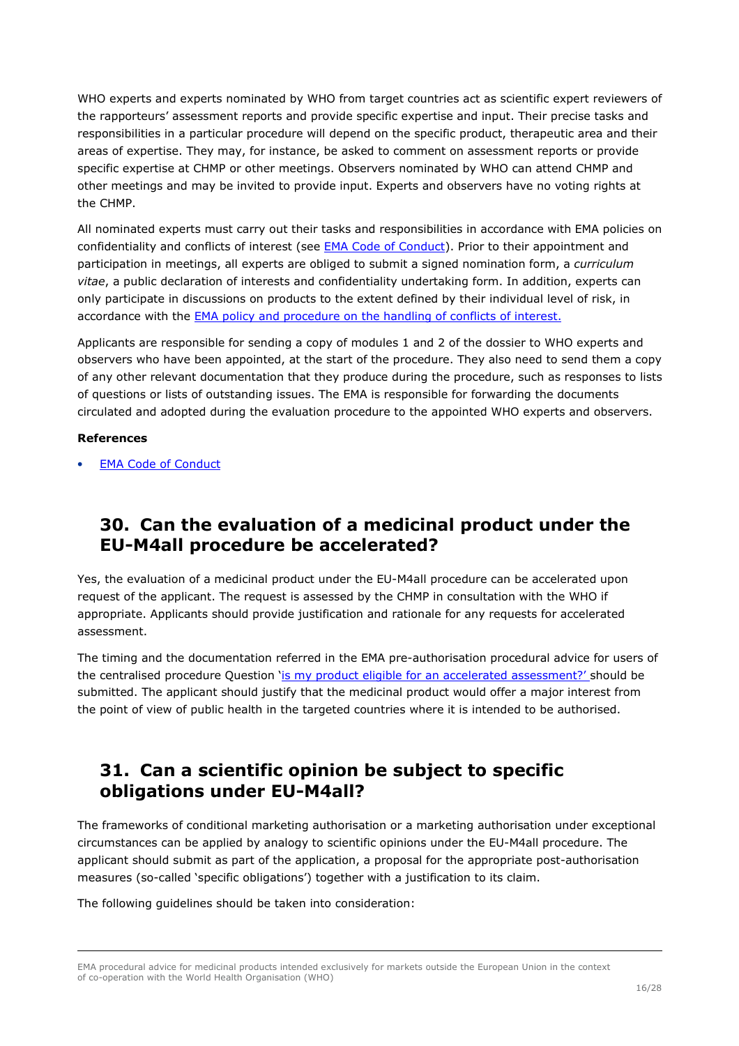WHO experts and experts nominated by WHO from target countries act as scientific expert reviewers of the rapporteurs' assessment reports and provide specific expertise and input. Their precise tasks and responsibilities in a particular procedure will depend on the specific product, therapeutic area and their areas of expertise. They may, for instance, be asked to comment on assessment reports or provide specific expertise at CHMP or other meetings. Observers nominated by WHO can attend CHMP and other meetings and may be invited to provide input. Experts and observers have no voting rights at the CHMP.

All nominated experts must carry out their tasks and responsibilities in accordance with EMA policies on confidentiality and conflicts of interest (see EMA Code of Conduct). Prior to their appointment and participation in meetings, all experts are obliged to submit a signed nomination form, a *curriculum vitae*, a public declaration of interests and confidentiality undertaking form. In addition, experts can only participate in discussions on products to the extent defined by their individual level of risk, in accordance with the EMA policy and procedure on the handling of conflicts of interest.

Applicants are responsible for sending a copy of modules 1 and 2 of the dossier to WHO experts and observers who have been appointed, at the start of the procedure. They also need to send them a copy of any other relevant documentation that they produce during the procedure, such as responses to lists of questions or lists of outstanding issues. The EMA is responsible for forwarding the documents circulated and adopted during the evaluation procedure to the appointed WHO experts and observers.

**References**

- EMA Code of Conduct

## 30. Can the evaluation of a medicinal product under the EU-M4all procedure be accelerated?

Yes, the evaluation of a medicinal product under the EU-M4all procedure can be accelerated upon request of the applicant. The request is assessed by the CHMP in consultation with the WHO if appropriate. Applicants should provide justification and rationale for any requests for accelerated assessment.

The timing and the documentation referred in the EMA pre-authorisation procedural advice for users of the centralised procedure Question 'is my product eligible for an accelerated assessment?' should be submitted. The applicant should justify that the medicinal product would offer a major interest from the point of view of public health in the targeted countries where it is intended to be authorised.

## 31. Can a scientific opinion be subject to specific obligations under EU-M4all?

The frameworks of conditional marketing authorisation or a marketing authorisation under exceptional circumstances can be applied by analogy to scientific opinions under the EU-M4all procedure. The applicant should submit as part of the application, a proposal for the appropriate post-authorisation measures (so-called 'specific obligations') together with a justification to its claim.

The following guidelines should be taken into consideration: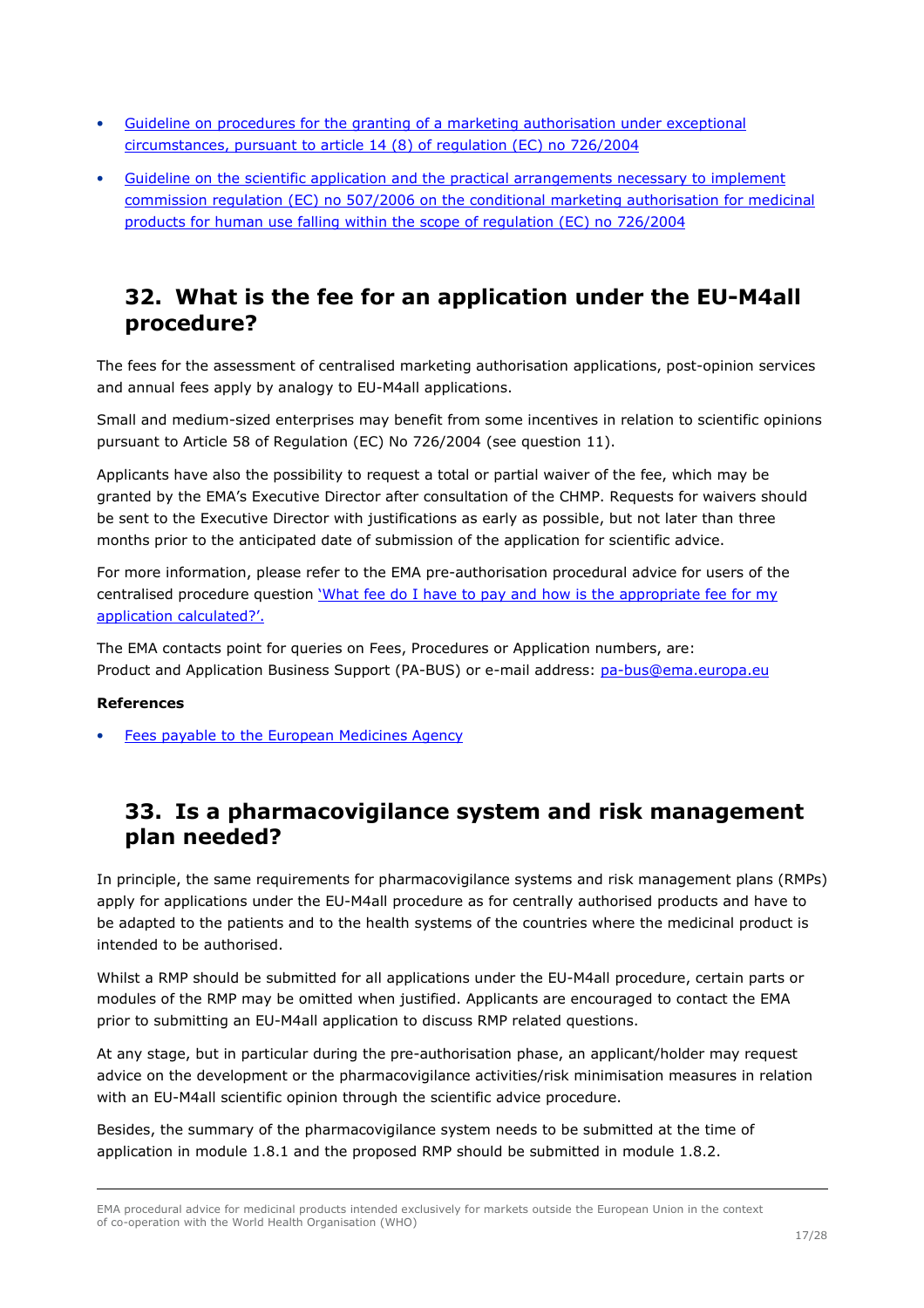- [Guideline on procedures for the granting of a marketing authorisation under exceptional circumstances, pursuant to article 14 (8) of regulation (EC) no 726/2004]()
- [Guideline on the scientific application and the practical arrangements necessary to implement commission regulation (EC) no 507/2006 on the conditional marketing authorisation for medicinal products for human use falling within the scope of regulation (EC) no 726/2004]()

## 32. What is the fee for an application under the EU-M4all procedure?

The fees for the assessment of centralised marketing authorisation applications, post-opinion services and annual fees apply by analogy to EU-M4all applications.

Small and medium-sized enterprises may benefit from some incentives in relation to scientific opinions pursuant to Article 58 of Regulation (EC) No 726/2004 (see question 11).

Applicants have also the possibility to request a total or partial waiver of the fee, which may be granted by the EMA's Executive Director after consultation of the CHMP. Requests for waivers should be sent to the Executive Director with justifications as early as possible, but not later than three months prior to the anticipated date of submission of the application for scientific advice.

For more information, please refer to the EMA pre-authorisation procedural advice for users of the centralised procedure question ['What fee do I have to pay and how is the appropriate fee for my application calculated?'.]()

The EMA contacts point for queries on Fees, Procedures or Application numbers, are:
Product and Application Business Support (PA-BUS) or e-mail address: [pa-bus@ema.europa.eu](mailto:pa-bus@ema.europa.eu)

**References**

- [Fees payable to the European Medicines Agency]()

## 33. Is a pharmacovigilance system and risk management plan needed?

In principle, the same requirements for pharmacovigilance systems and risk management plans (RMPs) apply for applications under the EU-M4all procedure as for centrally authorised products and have to be adapted to the patients and to the health systems of the countries where the medicinal product is intended to be authorised.

Whilst a RMP should be submitted for all applications under the EU-M4all procedure, certain parts or modules of the RMP may be omitted when justified. Applicants are encouraged to contact the EMA prior to submitting an EU-M4all application to discuss RMP related questions.

At any stage, but in particular during the pre-authorisation phase, an applicant/holder may request advice on the development or the pharmacovigilance activities/risk minimisation measures in relation with an EU-M4all scientific opinion through the scientific advice procedure.

Besides, the summary of the pharmacovigilance system needs to be submitted at the time of application in module 1.8.1 and the proposed RMP should be submitted in module 1.8.2.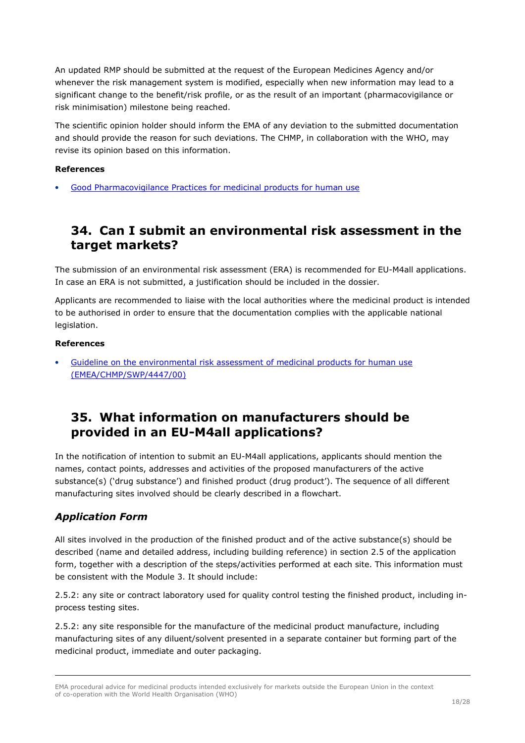An updated RMP should be submitted at the request of the European Medicines Agency and/or whenever the risk management system is modified, especially when new information may lead to a significant change to the benefit/risk profile, or as the result of an important (pharmacovigilance or risk minimisation) milestone being reached.

The scientific opinion holder should inform the EMA of any deviation to the submitted documentation and should provide the reason for such deviations. The CHMP, in collaboration with the WHO, may revise its opinion based on this information.

**References**

- Good Pharmacovigilance Practices for medicinal products for human use

## 34. Can I submit an environmental risk assessment in the target markets?

The submission of an environmental risk assessment (ERA) is recommended for EU-M4all applications. In case an ERA is not submitted, a justification should be included in the dossier.

Applicants are recommended to liaise with the local authorities where the medicinal product is intended to be authorised in order to ensure that the documentation complies with the applicable national legislation.

**References**

- Guideline on the environmental risk assessment of medicinal products for human use (EMEA/CHMP/SWP/4447/00)

## 35. What information on manufacturers should be provided in an EU-M4all applications?

In the notification of intention to submit an EU-M4all applications, applicants should mention the names, contact points, addresses and activities of the proposed manufacturers of the active substance(s) ('drug substance') and finished product (drug product'). The sequence of all different manufacturing sites involved should be clearly described in a flowchart.

### *Application Form*

All sites involved in the production of the finished product and of the active substance(s) should be described (name and detailed address, including building reference) in section 2.5 of the application form, together with a description of the steps/activities performed at each site. This information must be consistent with the Module 3. It should include:

2.5.2: any site or contract laboratory used for quality control testing the finished product, including in-process testing sites.

2.5.2: any site responsible for the manufacture of the medicinal product manufacture, including manufacturing sites of any diluent/solvent presented in a separate container but forming part of the medicinal product, immediate and outer packaging.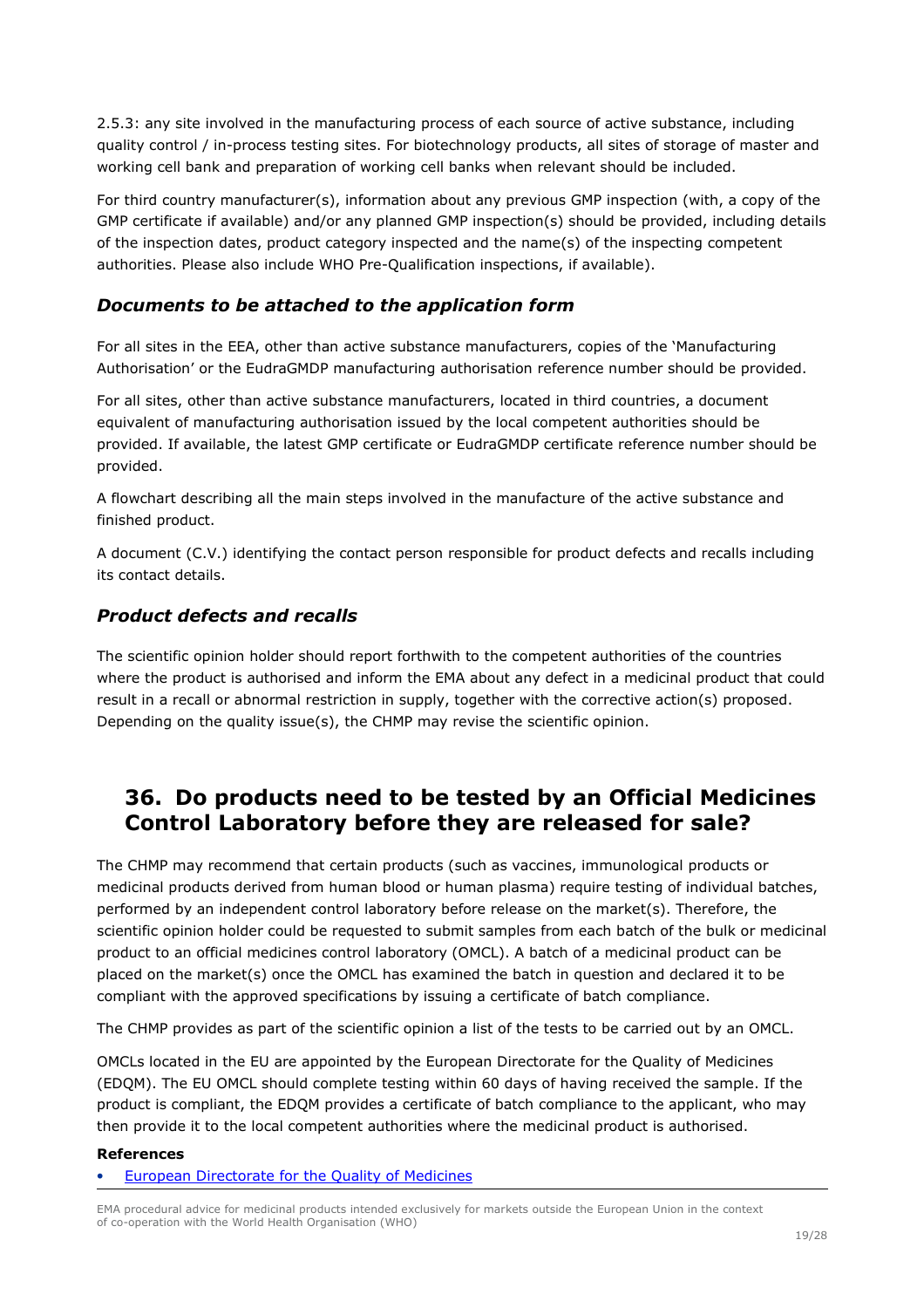2.5.3: any site involved in the manufacturing process of each source of active substance, including quality control / in-process testing sites. For biotechnology products, all sites of storage of master and working cell bank and preparation of working cell banks when relevant should be included.

For third country manufacturer(s), information about any previous GMP inspection (with, a copy of the GMP certificate if available) and/or any planned GMP inspection(s) should be provided, including details of the inspection dates, product category inspected and the name(s) of the inspecting competent authorities. Please also include WHO Pre-Qualification inspections, if available).

### *Documents to be attached to the application form*

For all sites in the EEA, other than active substance manufacturers, copies of the 'Manufacturing Authorisation' or the EudraGMDP manufacturing authorisation reference number should be provided.

For all sites, other than active substance manufacturers, located in third countries, a document equivalent of manufacturing authorisation issued by the local competent authorities should be provided. If available, the latest GMP certificate or EudraGMDP certificate reference number should be provided.

A flowchart describing all the main steps involved in the manufacture of the active substance and finished product.

A document (C.V.) identifying the contact person responsible for product defects and recalls including its contact details.

### *Product defects and recalls*

The scientific opinion holder should report forthwith to the competent authorities of the countries where the product is authorised and inform the EMA about any defect in a medicinal product that could result in a recall or abnormal restriction in supply, together with the corrective action(s) proposed. Depending on the quality issue(s), the CHMP may revise the scientific opinion.

## 36. Do products need to be tested by an Official Medicines Control Laboratory before they are released for sale?

The CHMP may recommend that certain products (such as vaccines, immunological products or medicinal products derived from human blood or human plasma) require testing of individual batches, performed by an independent control laboratory before release on the market(s). Therefore, the scientific opinion holder could be requested to submit samples from each batch of the bulk or medicinal product to an official medicines control laboratory (OMCL). A batch of a medicinal product can be placed on the market(s) once the OMCL has examined the batch in question and declared it to be compliant with the approved specifications by issuing a certificate of batch compliance.

The CHMP provides as part of the scientific opinion a list of the tests to be carried out by an OMCL.

OMCLs located in the EU are appointed by the European Directorate for the Quality of Medicines (EDQM). The EU OMCL should complete testing within 60 days of having received the sample. If the product is compliant, the EDQM provides a certificate of batch compliance to the applicant, who may then provide it to the local competent authorities where the medicinal product is authorised.

**References**

- European Directorate for the Quality of Medicines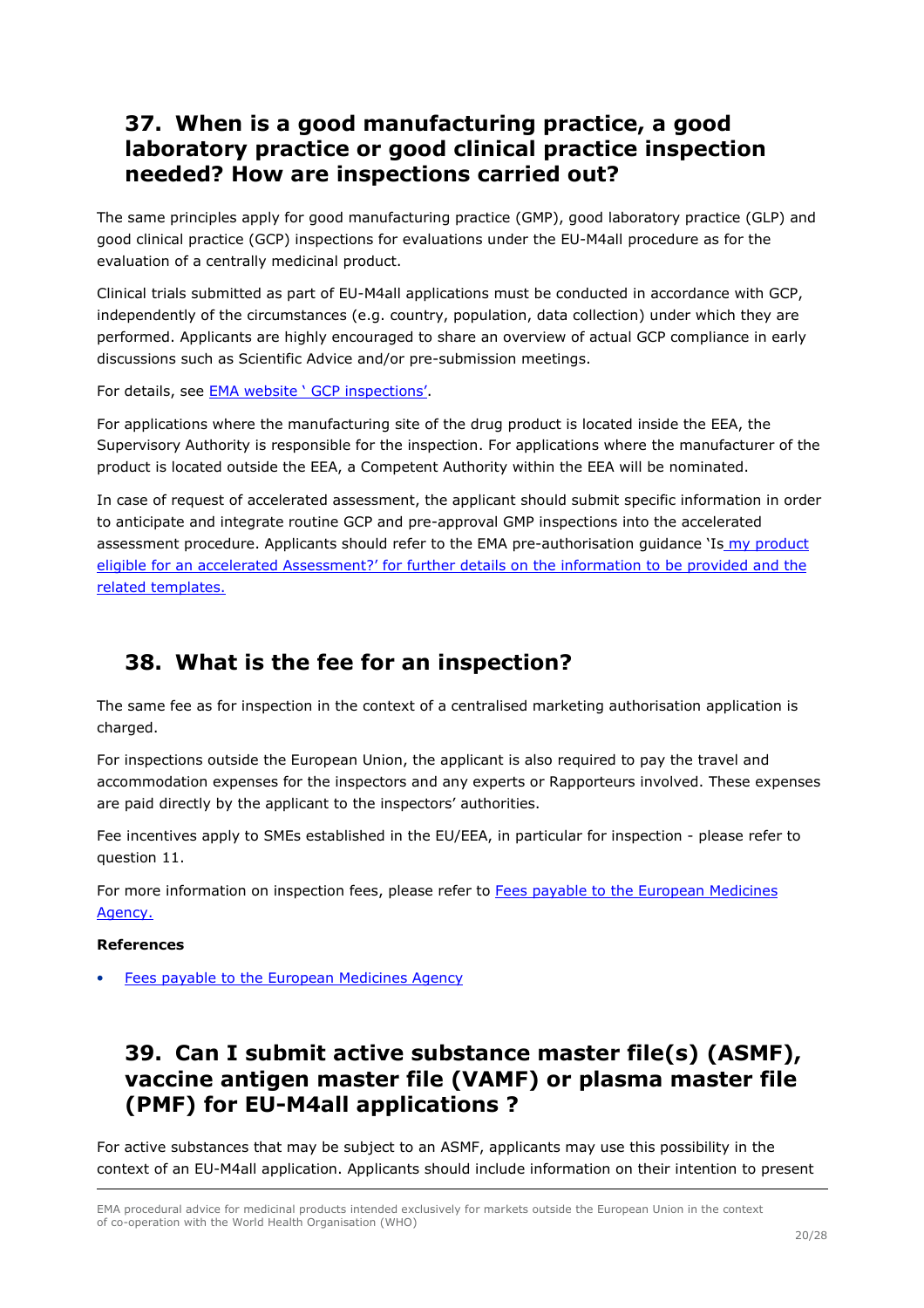## 37. When is a good manufacturing practice, a good laboratory practice or good clinical practice inspection needed? How are inspections carried out?

The same principles apply for good manufacturing practice (GMP), good laboratory practice (GLP) and good clinical practice (GCP) inspections for evaluations under the EU-M4all procedure as for the evaluation of a centrally medicinal product.

Clinical trials submitted as part of EU-M4all applications must be conducted in accordance with GCP, independently of the circumstances (e.g. country, population, data collection) under which they are performed. Applicants are highly encouraged to share an overview of actual GCP compliance in early discussions such as Scientific Advice and/or pre-submission meetings.

For details, see EMA website ' GCP inspections'.

For applications where the manufacturing site of the drug product is located inside the EEA, the Supervisory Authority is responsible for the inspection. For applications where the manufacturer of the product is located outside the EEA, a Competent Authority within the EEA will be nominated.

In case of request of accelerated assessment, the applicant should submit specific information in order to anticipate and integrate routine GCP and pre-approval GMP inspections into the accelerated assessment procedure. Applicants should refer to the EMA pre-authorisation guidance 'Is my product eligible for an accelerated Assessment?' for further details on the information to be provided and the related templates.

## 38. What is the fee for an inspection?

The same fee as for inspection in the context of a centralised marketing authorisation application is charged.

For inspections outside the European Union, the applicant is also required to pay the travel and accommodation expenses for the inspectors and any experts or Rapporteurs involved. These expenses are paid directly by the applicant to the inspectors' authorities.

Fee incentives apply to SMEs established in the EU/EEA, in particular for inspection - please refer to question 11.

For more information on inspection fees, please refer to Fees payable to the European Medicines Agency.

**References**

- Fees payable to the European Medicines Agency

## 39. Can I submit active substance master file(s) (ASMF), vaccine antigen master file (VAMF) or plasma master file (PMF) for EU-M4all applications ?

For active substances that may be subject to an ASMF, applicants may use this possibility in the context of an EU-M4all application. Applicants should include information on their intention to present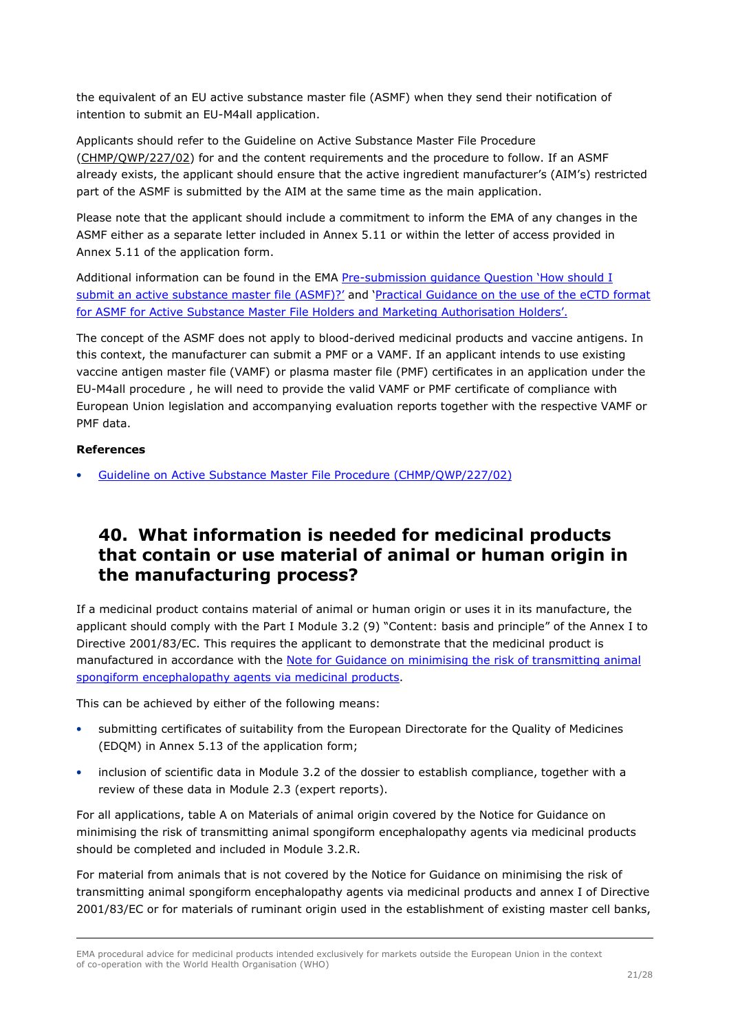the equivalent of an EU active substance master file (ASMF) when they send their notification of intention to submit an EU-M4all application.

Applicants should refer to the Guideline on Active Substance Master File Procedure (CHMP/QWP/227/02) for and the content requirements and the procedure to follow. If an ASMF already exists, the applicant should ensure that the active ingredient manufacturer's (AIM's) restricted part of the ASMF is submitted by the AIM at the same time as the main application.

Please note that the applicant should include a commitment to inform the EMA of any changes in the ASMF either as a separate letter included in Annex 5.11 or within the letter of access provided in Annex 5.11 of the application form.

Additional information can be found in the EMA Pre-submission guidance Question 'How should I submit an active substance master file (ASMF)?' and 'Practical Guidance on the use of the eCTD format for ASMF for Active Substance Master File Holders and Marketing Authorisation Holders'.

The concept of the ASMF does not apply to blood-derived medicinal products and vaccine antigens. In this context, the manufacturer can submit a PMF or a VAMF. If an applicant intends to use existing vaccine antigen master file (VAMF) or plasma master file (PMF) certificates in an application under the EU-M4all procedure , he will need to provide the valid VAMF or PMF certificate of compliance with European Union legislation and accompanying evaluation reports together with the respective VAMF or PMF data.

**References**

- Guideline on Active Substance Master File Procedure (CHMP/QWP/227/02)

## 40. What information is needed for medicinal products that contain or use material of animal or human origin in the manufacturing process?

If a medicinal product contains material of animal or human origin or uses it in its manufacture, the applicant should comply with the Part I Module 3.2 (9) "Content: basis and principle" of the Annex I to Directive 2001/83/EC. This requires the applicant to demonstrate that the medicinal product is manufactured in accordance with the Note for Guidance on minimising the risk of transmitting animal spongiform encephalopathy agents via medicinal products.

This can be achieved by either of the following means:

- submitting certificates of suitability from the European Directorate for the Quality of Medicines (EDQM) in Annex 5.13 of the application form;
- inclusion of scientific data in Module 3.2 of the dossier to establish compliance, together with a review of these data in Module 2.3 (expert reports).

For all applications, table A on Materials of animal origin covered by the Notice for Guidance on minimising the risk of transmitting animal spongiform encephalopathy agents via medicinal products should be completed and included in Module 3.2.R.

For material from animals that is not covered by the Notice for Guidance on minimising the risk of transmitting animal spongiform encephalopathy agents via medicinal products and annex I of Directive 2001/83/EC or for materials of ruminant origin used in the establishment of existing master cell banks,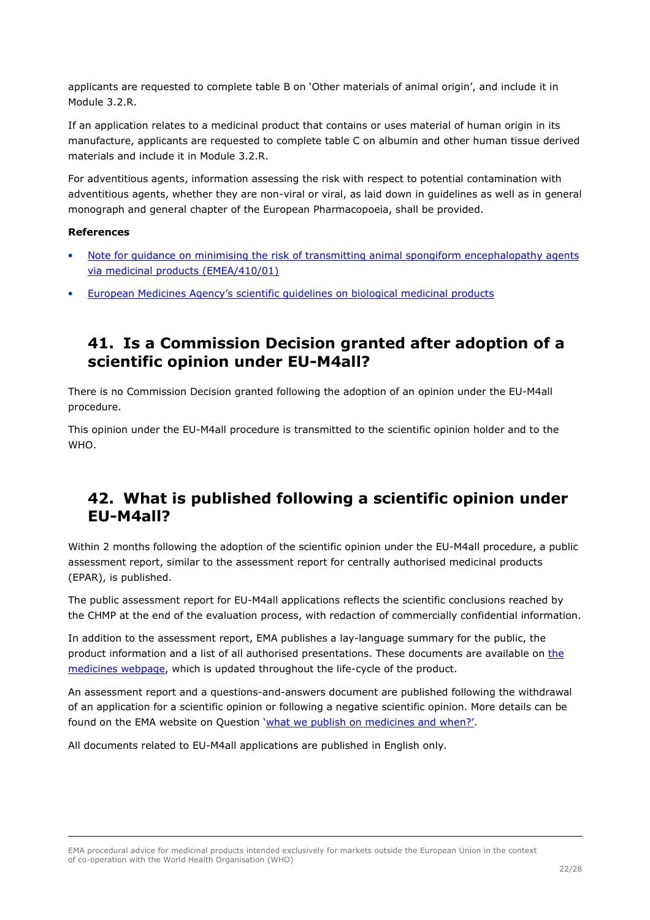applicants are requested to complete table B on 'Other materials of animal origin', and include it in Module 3.2.R.

If an application relates to a medicinal product that contains or uses material of human origin in its manufacture, applicants are requested to complete table C on albumin and other human tissue derived materials and include it in Module 3.2.R.

For adventitious agents, information assessing the risk with respect to potential contamination with adventitious agents, whether they are non-viral or viral, as laid down in guidelines as well as in general monograph and general chapter of the European Pharmacopoeia, shall be provided.

**References**

- Note for guidance on minimising the risk of transmitting animal spongiform encephalopathy agents via medicinal products (EMEA/410/01)
- European Medicines Agency's scientific guidelines on biological medicinal products

## 41. Is a Commission Decision granted after adoption of a scientific opinion under EU-M4all?

There is no Commission Decision granted following the adoption of an opinion under the EU-M4all procedure.

This opinion under the EU-M4all procedure is transmitted to the scientific opinion holder and to the WHO.

## 42. What is published following a scientific opinion under EU-M4all?

Within 2 months following the adoption of the scientific opinion under the EU-M4all procedure, a public assessment report, similar to the assessment report for centrally authorised medicinal products (EPAR), is published.

The public assessment report for EU-M4all applications reflects the scientific conclusions reached by the CHMP at the end of the evaluation process, with redaction of commercially confidential information.

In addition to the assessment report, EMA publishes a lay-language summary for the public, the product information and a list of all authorised presentations. These documents are available on the medicines webpage, which is updated throughout the life-cycle of the product.

An assessment report and a questions-and-answers document are published following the withdrawal of an application for a scientific opinion or following a negative scientific opinion. More details can be found on the EMA website on Question 'what we publish on medicines and when?'.

All documents related to EU-M4all applications are published in English only.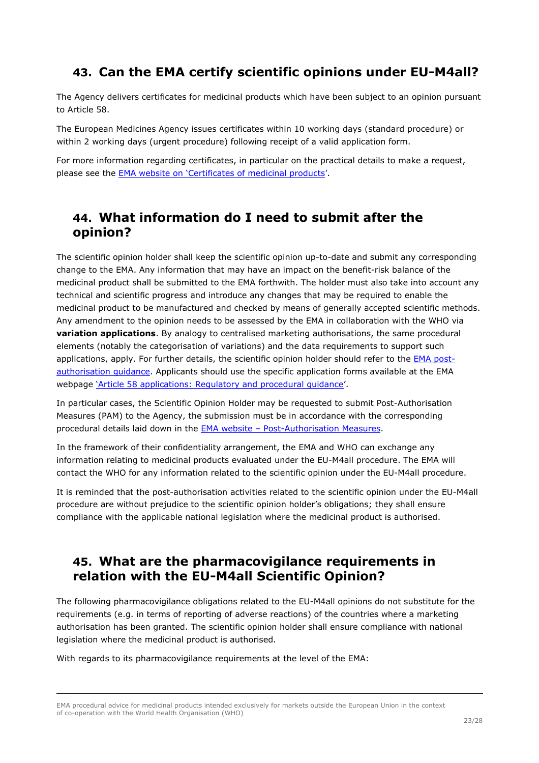## 43. Can the EMA certify scientific opinions under EU-M4all?

The Agency delivers certificates for medicinal products which have been subject to an opinion pursuant to Article 58.

The European Medicines Agency issues certificates within 10 working days (standard procedure) or within 2 working days (urgent procedure) following receipt of a valid application form.

For more information regarding certificates, in particular on the practical details to make a request, please see the EMA website on 'Certificates of medicinal products'.

## 44. What information do I need to submit after the opinion?

The scientific opinion holder shall keep the scientific opinion up-to-date and submit any corresponding change to the EMA. Any information that may have an impact on the benefit-risk balance of the medicinal product shall be submitted to the EMA forthwith. The holder must also take into account any technical and scientific progress and introduce any changes that may be required to enable the medicinal product to be manufactured and checked by means of generally accepted scientific methods. Any amendment to the opinion needs to be assessed by the EMA in collaboration with the WHO via **variation applications**. By analogy to centralised marketing authorisations, the same procedural elements (notably the categorisation of variations) and the data requirements to support such applications, apply. For further details, the scientific opinion holder should refer to the EMA post-authorisation guidance. Applicants should use the specific application forms available at the EMA webpage 'Article 58 applications: Regulatory and procedural guidance'.

In particular cases, the Scientific Opinion Holder may be requested to submit Post-Authorisation Measures (PAM) to the Agency, the submission must be in accordance with the corresponding procedural details laid down in the EMA website – Post-Authorisation Measures.

In the framework of their confidentiality arrangement, the EMA and WHO can exchange any information relating to medicinal products evaluated under the EU-M4all procedure. The EMA will contact the WHO for any information related to the scientific opinion under the EU-M4all procedure.

It is reminded that the post-authorisation activities related to the scientific opinion under the EU-M4all procedure are without prejudice to the scientific opinion holder's obligations; they shall ensure compliance with the applicable national legislation where the medicinal product is authorised.

## 45. What are the pharmacovigilance requirements in relation with the EU-M4all Scientific Opinion?

The following pharmacovigilance obligations related to the EU-M4all opinions do not substitute for the requirements (e.g. in terms of reporting of adverse reactions) of the countries where a marketing authorisation has been granted. The scientific opinion holder shall ensure compliance with national legislation where the medicinal product is authorised.

With regards to its pharmacovigilance requirements at the level of the EMA: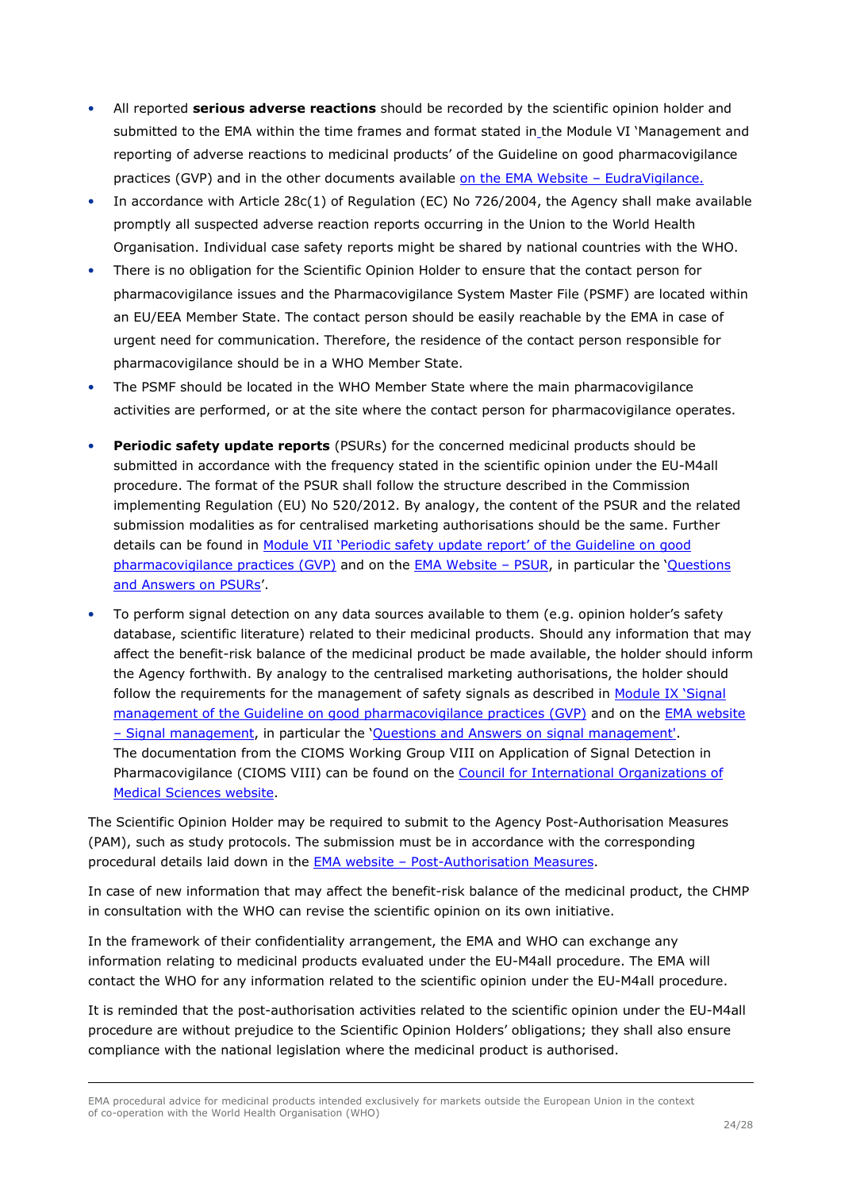- All reported **serious adverse reactions** should be recorded by the scientific opinion holder and submitted to the EMA within the time frames and format stated in the Module VI 'Management and reporting of adverse reactions to medicinal products' of the Guideline on good pharmacovigilance practices (GVP) and in the other documents available [on the EMA Website – EudraVigilance.]()
- In accordance with Article 28c(1) of Regulation (EC) No 726/2004, the Agency shall make available promptly all suspected adverse reaction reports occurring in the Union to the World Health Organisation. Individual case safety reports might be shared by national countries with the WHO.
- There is no obligation for the Scientific Opinion Holder to ensure that the contact person for pharmacovigilance issues and the Pharmacovigilance System Master File (PSMF) are located within an EU/EEA Member State. The contact person should be easily reachable by the EMA in case of urgent need for communication. Therefore, the residence of the contact person responsible for pharmacovigilance should be in a WHO Member State.
- The PSMF should be located in the WHO Member State where the main pharmacovigilance activities are performed, or at the site where the contact person for pharmacovigilance operates.
- **Periodic safety update reports** (PSURs) for the concerned medicinal products should be submitted in accordance with the frequency stated in the scientific opinion under the EU-M4all procedure. The format of the PSUR shall follow the structure described in the Commission implementing Regulation (EU) No 520/2012. By analogy, the content of the PSUR and the related submission modalities as for centralised marketing authorisations should be the same. Further details can be found in [Module VII 'Periodic safety update report' of the Guideline on good pharmacovigilance practices (GVP)]() and on the [EMA Website – PSUR](), in particular the '[Questions and Answers on PSURs]()'.
- To perform signal detection on any data sources available to them (e.g. opinion holder's safety database, scientific literature) related to their medicinal products. Should any information that may affect the benefit-risk balance of the medicinal product be made available, the holder should inform the Agency forthwith. By analogy to the centralised marketing authorisations, the holder should follow the requirements for the management of safety signals as described in [Module IX 'Signal management of the Guideline on good pharmacovigilance practices (GVP)]() and on the [EMA website – Signal management](), in particular the '[Questions and Answers on signal management']().
  The documentation from the CIOMS Working Group VIII on Application of Signal Detection in Pharmacovigilance (CIOMS VIII) can be found on the [Council for International Organizations of Medical Sciences website]().

The Scientific Opinion Holder may be required to submit to the Agency Post-Authorisation Measures (PAM), such as study protocols. The submission must be in accordance with the corresponding procedural details laid down in the [EMA website – Post-Authorisation Measures]().

In case of new information that may affect the benefit-risk balance of the medicinal product, the CHMP in consultation with the WHO can revise the scientific opinion on its own initiative.

In the framework of their confidentiality arrangement, the EMA and WHO can exchange any information relating to medicinal products evaluated under the EU-M4all procedure. The EMA will contact the WHO for any information related to the scientific opinion under the EU-M4all procedure.

It is reminded that the post-authorisation activities related to the scientific opinion under the EU-M4all procedure are without prejudice to the Scientific Opinion Holders' obligations; they shall also ensure compliance with the national legislation where the medicinal product is authorised.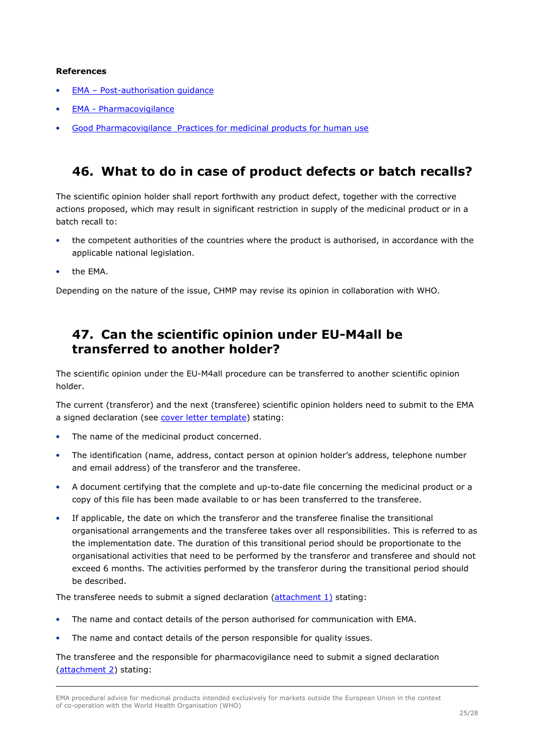**References**

- [EMA – Post-authorisation guidance](#)
- [EMA - Pharmacovigilance](#)
- [Good Pharmacovigilance  Practices for medicinal products for human use](#)

## 46. What to do in case of product defects or batch recalls?

The scientific opinion holder shall report forthwith any product defect, together with the corrective actions proposed, which may result in significant restriction in supply of the medicinal product or in a batch recall to:

- the competent authorities of the countries where the product is authorised, in accordance with the applicable national legislation.
- the EMA.

Depending on the nature of the issue, CHMP may revise its opinion in collaboration with WHO.

## 47. Can the scientific opinion under EU-M4all be transferred to another holder?

The scientific opinion under the EU-M4all procedure can be transferred to another scientific opinion holder.

The current (transferor) and the next (transferee) scientific opinion holders need to submit to the EMA a signed declaration (see [cover letter template](#)) stating:

- The name of the medicinal product concerned.
- The identification (name, address, contact person at opinion holder's address, telephone number and email address) of the transferor and the transferee.
- A document certifying that the complete and up-to-date file concerning the medicinal product or a copy of this file has been made available to or has been transferred to the transferee.
- If applicable, the date on which the transferor and the transferee finalise the transitional organisational arrangements and the transferee takes over all responsibilities. This is referred to as the implementation date. The duration of this transitional period should be proportionate to the organisational activities that need to be performed by the transferor and transferee and should not exceed 6 months. The activities performed by the transferor during the transitional period should be described.

The transferee needs to submit a signed declaration ([attachment 1)](#) stating:

- The name and contact details of the person authorised for communication with EMA.
- The name and contact details of the person responsible for quality issues.

The transferee and the responsible for pharmacovigilance need to submit a signed declaration ([attachment 2](#)) stating: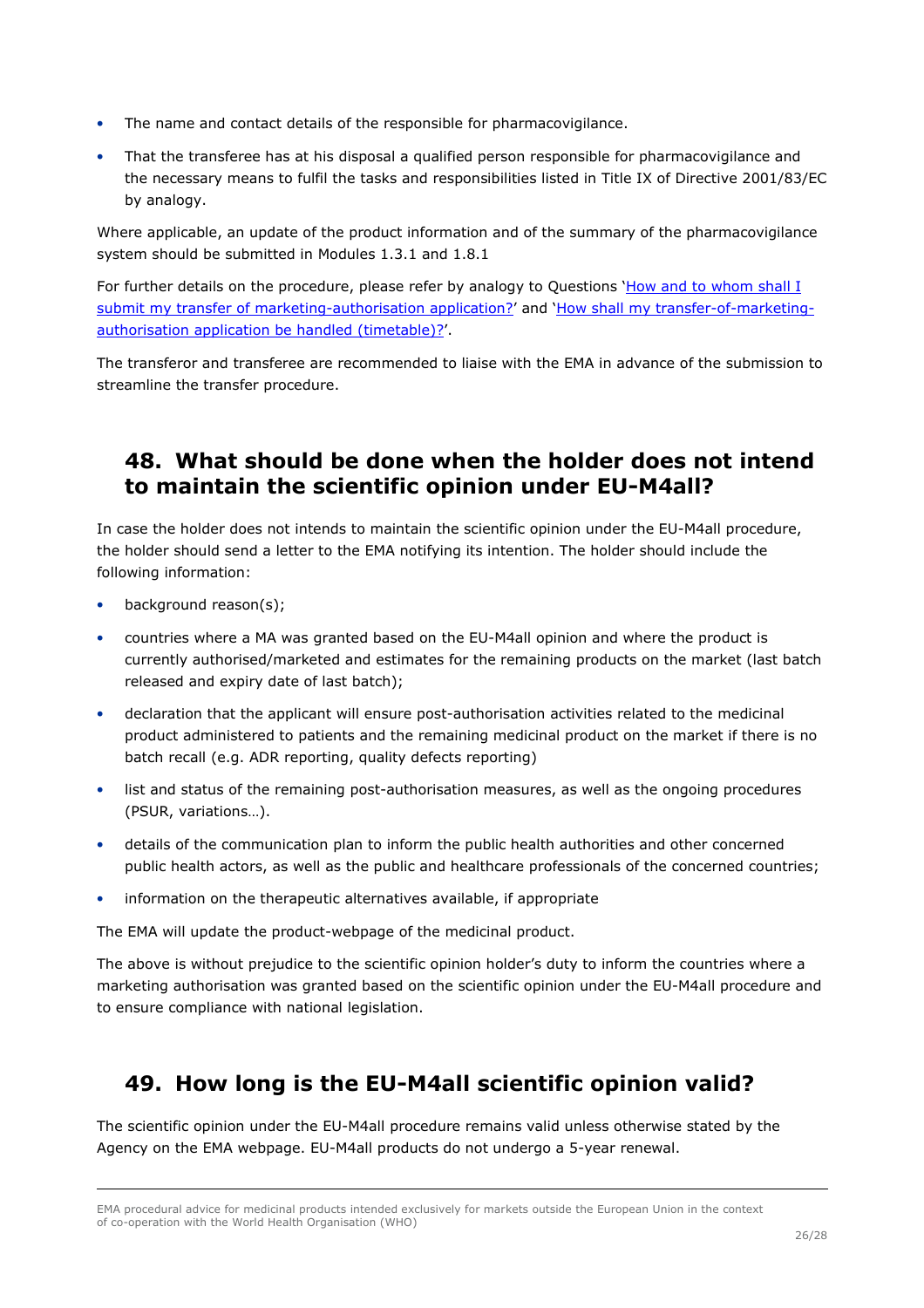- The name and contact details of the responsible for pharmacovigilance.
- That the transferee has at his disposal a qualified person responsible for pharmacovigilance and the necessary means to fulfil the tasks and responsibilities listed in Title IX of Directive 2001/83/EC by analogy.

Where applicable, an update of the product information and of the summary of the pharmacovigilance system should be submitted in Modules 1.3.1 and 1.8.1

For further details on the procedure, please refer by analogy to Questions '[How and to whom shall I submit my transfer of marketing-authorisation application?]()' and '[How shall my transfer-of-marketing-authorisation application be handled (timetable)?]()'.

The transferor and transferee are recommended to liaise with the EMA in advance of the submission to streamline the transfer procedure.

## 48. What should be done when the holder does not intend to maintain the scientific opinion under EU-M4all?

In case the holder does not intends to maintain the scientific opinion under the EU-M4all procedure, the holder should send a letter to the EMA notifying its intention. The holder should include the following information:

- background reason(s);
- countries where a MA was granted based on the EU-M4all opinion and where the product is currently authorised/marketed and estimates for the remaining products on the market (last batch released and expiry date of last batch);
- declaration that the applicant will ensure post-authorisation activities related to the medicinal product administered to patients and the remaining medicinal product on the market if there is no batch recall (e.g. ADR reporting, quality defects reporting)
- list and status of the remaining post-authorisation measures, as well as the ongoing procedures (PSUR, variations…).
- details of the communication plan to inform the public health authorities and other concerned public health actors, as well as the public and healthcare professionals of the concerned countries;
- information on the therapeutic alternatives available, if appropriate

The EMA will update the product-webpage of the medicinal product.

The above is without prejudice to the scientific opinion holder's duty to inform the countries where a marketing authorisation was granted based on the scientific opinion under the EU-M4all procedure and to ensure compliance with national legislation.

## 49. How long is the EU-M4all scientific opinion valid?

The scientific opinion under the EU-M4all procedure remains valid unless otherwise stated by the Agency on the EMA webpage. EU-M4all products do not undergo a 5-year renewal.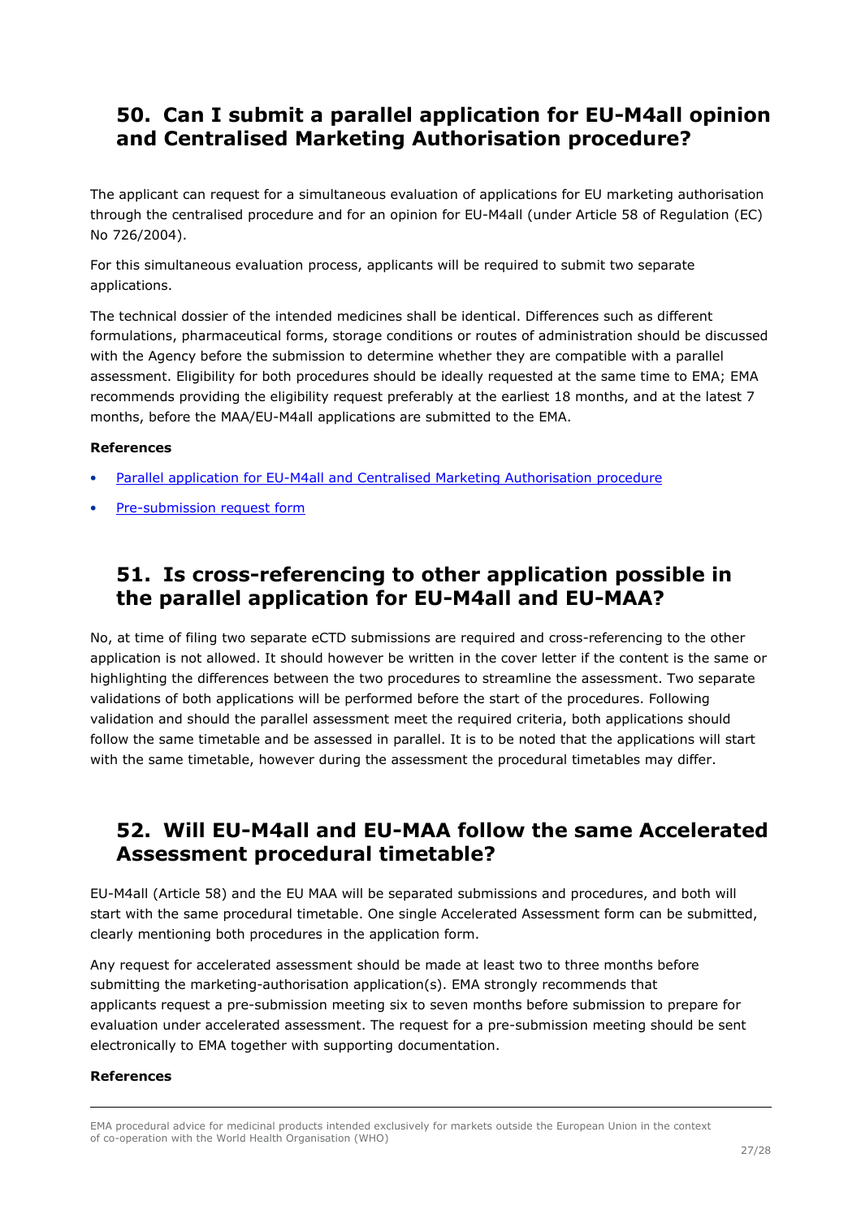## 50. Can I submit a parallel application for EU-M4all opinion and Centralised Marketing Authorisation procedure?

The applicant can request for a simultaneous evaluation of applications for EU marketing authorisation through the centralised procedure and for an opinion for EU-M4all (under Article 58 of Regulation (EC) No 726/2004).

For this simultaneous evaluation process, applicants will be required to submit two separate applications.

The technical dossier of the intended medicines shall be identical. Differences such as different formulations, pharmaceutical forms, storage conditions or routes of administration should be discussed with the Agency before the submission to determine whether they are compatible with a parallel assessment. Eligibility for both procedures should be ideally requested at the same time to EMA; EMA recommends providing the eligibility request preferably at the earliest 18 months, and at the latest 7 months, before the MAA/EU-M4all applications are submitted to the EMA.

**References**

- Parallel application for EU-M4all and Centralised Marketing Authorisation procedure
- Pre-submission request form

## 51. Is cross-referencing to other application possible in the parallel application for EU-M4all and EU-MAA?

No, at time of filing two separate eCTD submissions are required and cross-referencing to the other application is not allowed. It should however be written in the cover letter if the content is the same or highlighting the differences between the two procedures to streamline the assessment. Two separate validations of both applications will be performed before the start of the procedures. Following validation and should the parallel assessment meet the required criteria, both applications should follow the same timetable and be assessed in parallel. It is to be noted that the applications will start with the same timetable, however during the assessment the procedural timetables may differ.

## 52. Will EU-M4all and EU-MAA follow the same Accelerated Assessment procedural timetable?

EU-M4all (Article 58) and the EU MAA will be separated submissions and procedures, and both will start with the same procedural timetable. One single Accelerated Assessment form can be submitted, clearly mentioning both procedures in the application form.

Any request for accelerated assessment should be made at least two to three months before submitting the marketing-authorisation application(s). EMA strongly recommends that applicants request a pre-submission meeting six to seven months before submission to prepare for evaluation under accelerated assessment. The request for a pre-submission meeting should be sent electronically to EMA together with supporting documentation.

**References**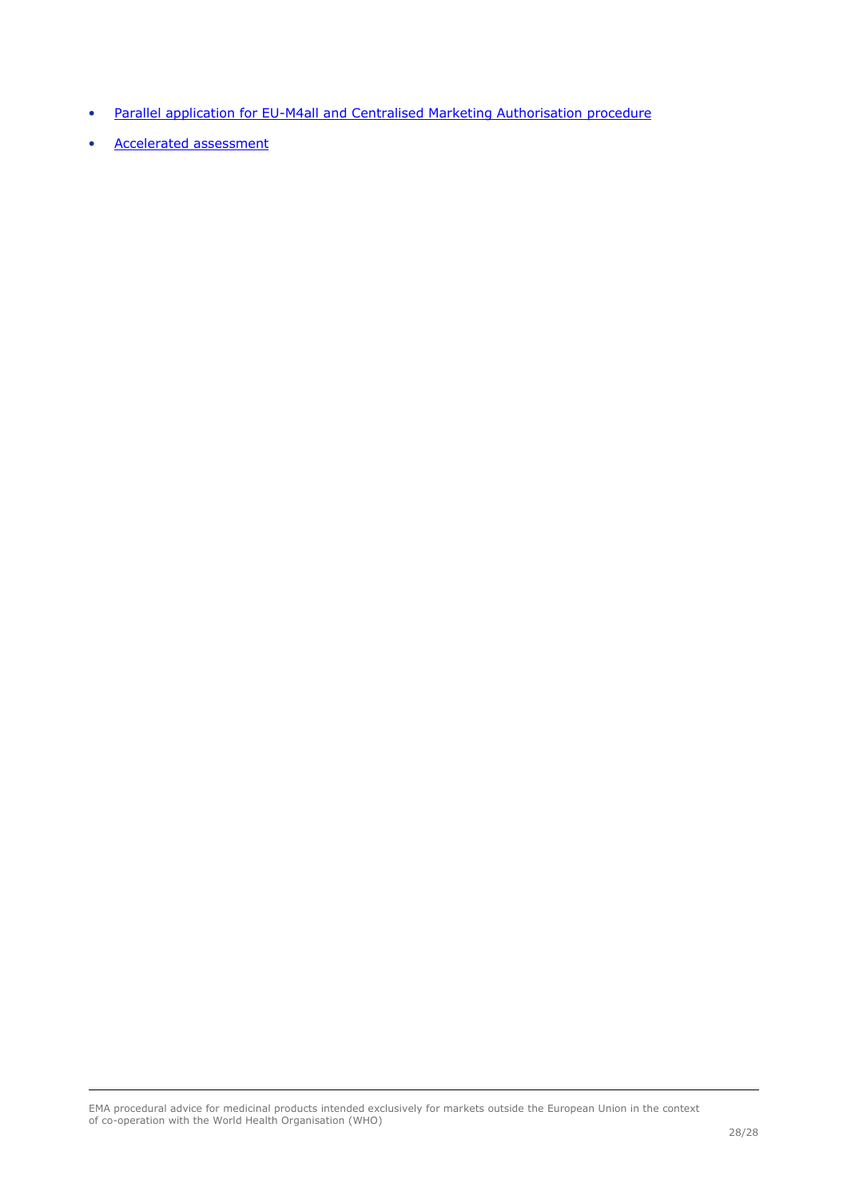- Parallel application for EU-M4all and Centralised Marketing Authorisation procedure
- Accelerated assessment